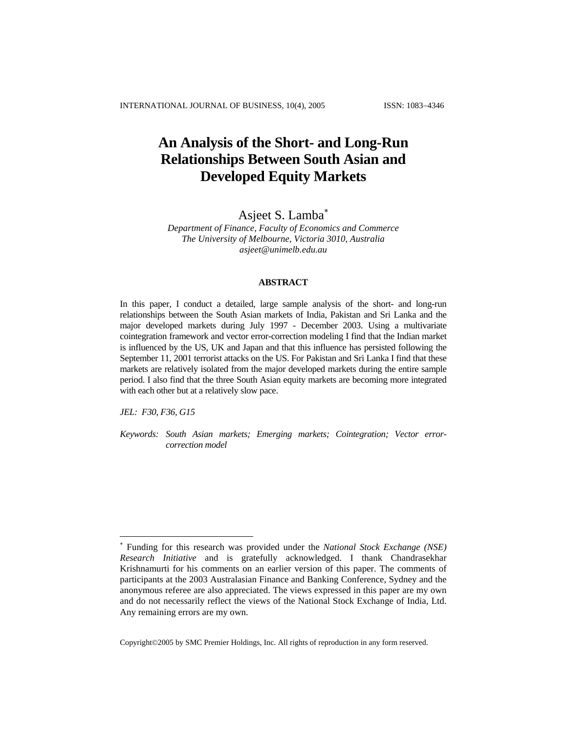# An Analysis of the Short- and Long-Run Relationships Between South Asian and Developed Equity Markets

Asjeet S. Lamba[*]

*Department of Finance, Faculty of Economics and Commerce*
*The University of Melbourne, Victoria 3010, Australia*
*asjeet@unimelb.edu.au*

## ABSTRACT

In this paper, I conduct a detailed, large sample analysis of the short- and long-run relationships between the South Asian markets of India, Pakistan and Sri Lanka and the major developed markets during July 1997 - December 2003. Using a multivariate cointegration framework and vector error-correction modeling I find that the Indian market is influenced by the US, UK and Japan and that this influence has persisted following the September 11, 2001 terrorist attacks on the US. For Pakistan and Sri Lanka I find that these markets are relatively isolated from the major developed markets during the entire sample period. I also find that the three South Asian equity markets are becoming more integrated with each other but at a relatively slow pace.

*JEL: F30, F36, G15*

*Keywords: South Asian markets; Emerging markets; Cointegration; Vector error-correction model*

---

[*] Funding for this research was provided under the *National Stock Exchange (NSE) Research Initiative* and is gratefully acknowledged. I thank Chandrasekhar Krishnamurti for his comments on an earlier version of this paper. The comments of participants at the 2003 Australasian Finance and Banking Conference, Sydney and the anonymous referee are also appreciated. The views expressed in this paper are my own and do not necessarily reflect the views of the National Stock Exchange of India, Ltd. Any remaining errors are my own.

Copyright©2005 by SMC Premier Holdings, Inc. All rights of reproduction in any form reserved.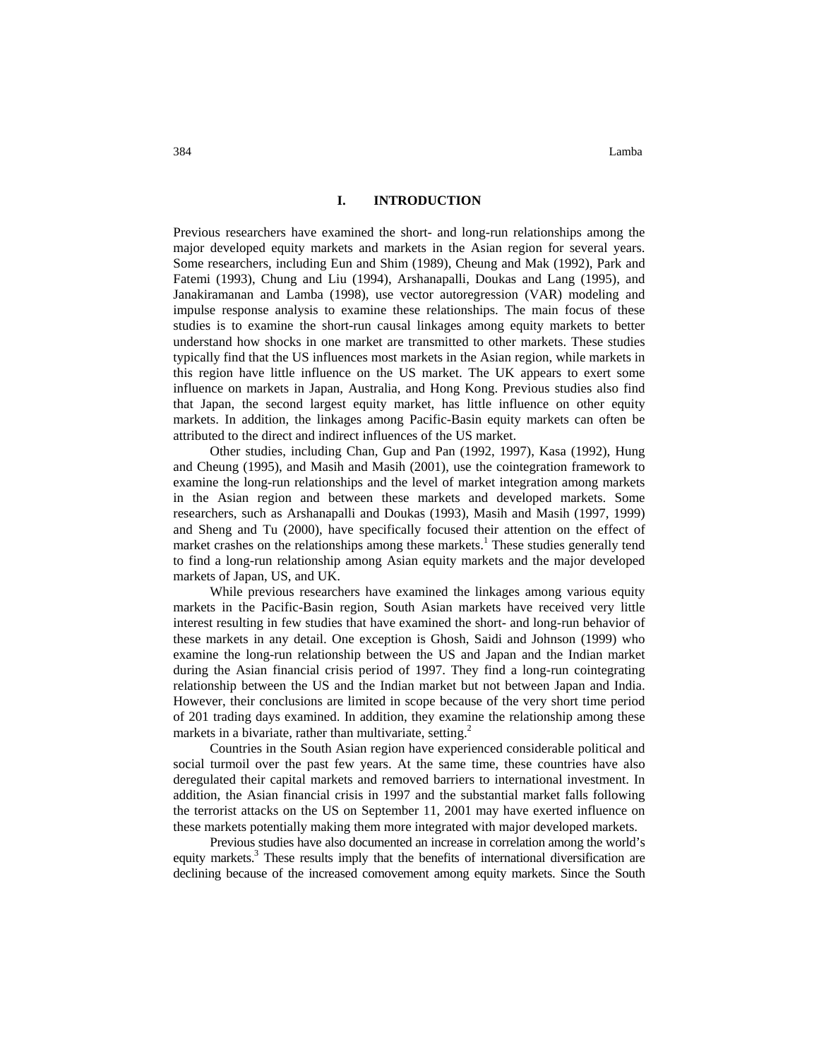## I. INTRODUCTION

Previous researchers have examined the short- and long-run relationships among the major developed equity markets and markets in the Asian region for several years. Some researchers, including Eun and Shim (1989), Cheung and Mak (1992), Park and Fatemi (1993), Chung and Liu (1994), Arshanapalli, Doukas and Lang (1995), and Janakiramanan and Lamba (1998), use vector autoregression (VAR) modeling and impulse response analysis to examine these relationships. The main focus of these studies is to examine the short-run causal linkages among equity markets to better understand how shocks in one market are transmitted to other markets. These studies typically find that the US influences most markets in the Asian region, while markets in this region have little influence on the US market. The UK appears to exert some influence on markets in Japan, Australia, and Hong Kong. Previous studies also find that Japan, the second largest equity market, has little influence on other equity markets. In addition, the linkages among Pacific-Basin equity markets can often be attributed to the direct and indirect influences of the US market.

Other studies, including Chan, Gup and Pan (1992, 1997), Kasa (1992), Hung and Cheung (1995), and Masih and Masih (2001), use the cointegration framework to examine the long-run relationships and the level of market integration among markets in the Asian region and between these markets and developed markets. Some researchers, such as Arshanapalli and Doukas (1993), Masih and Masih (1997, 1999) and Sheng and Tu (2000), have specifically focused their attention on the effect of market crashes on the relationships among these markets.[1] These studies generally tend to find a long-run relationship among Asian equity markets and the major developed markets of Japan, US, and UK.

While previous researchers have examined the linkages among various equity markets in the Pacific-Basin region, South Asian markets have received very little interest resulting in few studies that have examined the short- and long-run behavior of these markets in any detail. One exception is Ghosh, Saidi and Johnson (1999) who examine the long-run relationship between the US and Japan and the Indian market during the Asian financial crisis period of 1997. They find a long-run cointegrating relationship between the US and the Indian market but not between Japan and India. However, their conclusions are limited in scope because of the very short time period of 201 trading days examined. In addition, they examine the relationship among these markets in a bivariate, rather than multivariate, setting.[2]

Countries in the South Asian region have experienced considerable political and social turmoil over the past few years. At the same time, these countries have also deregulated their capital markets and removed barriers to international investment. In addition, the Asian financial crisis in 1997 and the substantial market falls following the terrorist attacks on the US on September 11, 2001 may have exerted influence on these markets potentially making them more integrated with major developed markets.

Previous studies have also documented an increase in correlation among the world's equity markets.[3] These results imply that the benefits of international diversification are declining because of the increased comovement among equity markets. Since the South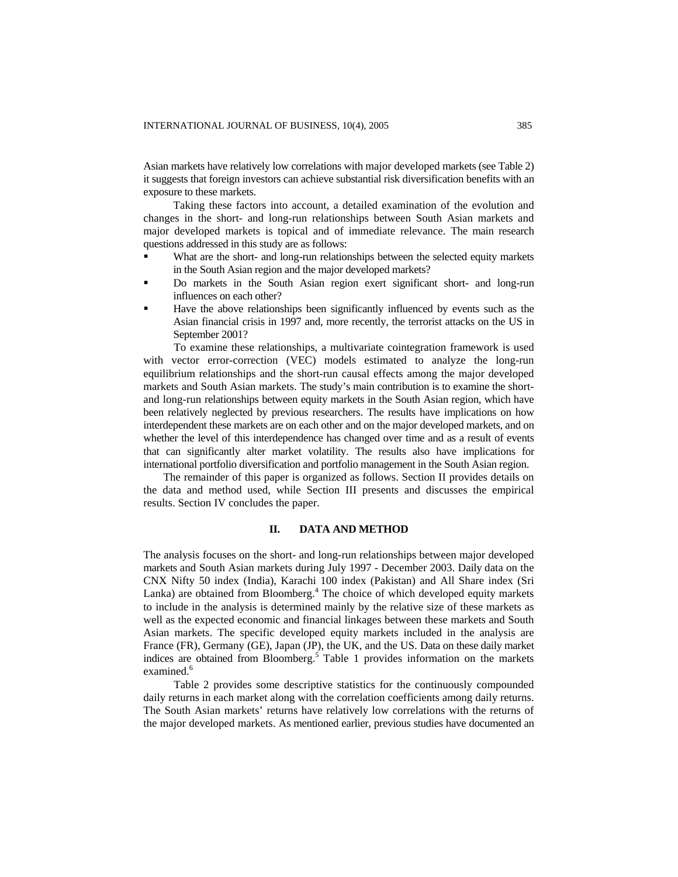Asian markets have relatively low correlations with major developed markets (see Table 2) it suggests that foreign investors can achieve substantial risk diversification benefits with an exposure to these markets.

Taking these factors into account, a detailed examination of the evolution and changes in the short- and long-run relationships between South Asian markets and major developed markets is topical and of immediate relevance. The main research questions addressed in this study are as follows:

- What are the short- and long-run relationships between the selected equity markets in the South Asian region and the major developed markets?
- Do markets in the South Asian region exert significant short- and long-run influences on each other?
- Have the above relationships been significantly influenced by events such as the Asian financial crisis in 1997 and, more recently, the terrorist attacks on the US in September 2001?

To examine these relationships, a multivariate cointegration framework is used with vector error-correction (VEC) models estimated to analyze the long-run equilibrium relationships and the short-run causal effects among the major developed markets and South Asian markets. The study's main contribution is to examine the short- and long-run relationships between equity markets in the South Asian region, which have been relatively neglected by previous researchers. The results have implications on how interdependent these markets are on each other and on the major developed markets, and on whether the level of this interdependence has changed over time and as a result of events that can significantly alter market volatility. The results also have implications for international portfolio diversification and portfolio management in the South Asian region.

The remainder of this paper is organized as follows. Section II provides details on the data and method used, while Section III presents and discusses the empirical results. Section IV concludes the paper.

## II. DATA AND METHOD

The analysis focuses on the short- and long-run relationships between major developed markets and South Asian markets during July 1997 - December 2003. Daily data on the CNX Nifty 50 index (India), Karachi 100 index (Pakistan) and All Share index (Sri Lanka) are obtained from Bloomberg.[4] The choice of which developed equity markets to include in the analysis is determined mainly by the relative size of these markets as well as the expected economic and financial linkages between these markets and South Asian markets. The specific developed equity markets included in the analysis are France (FR), Germany (GE), Japan (JP), the UK, and the US. Data on these daily market indices are obtained from Bloomberg.[5] Table 1 provides information on the markets examined.[6]

Table 2 provides some descriptive statistics for the continuously compounded daily returns in each market along with the correlation coefficients among daily returns. The South Asian markets' returns have relatively low correlations with the returns of the major developed markets. As mentioned earlier, previous studies have documented an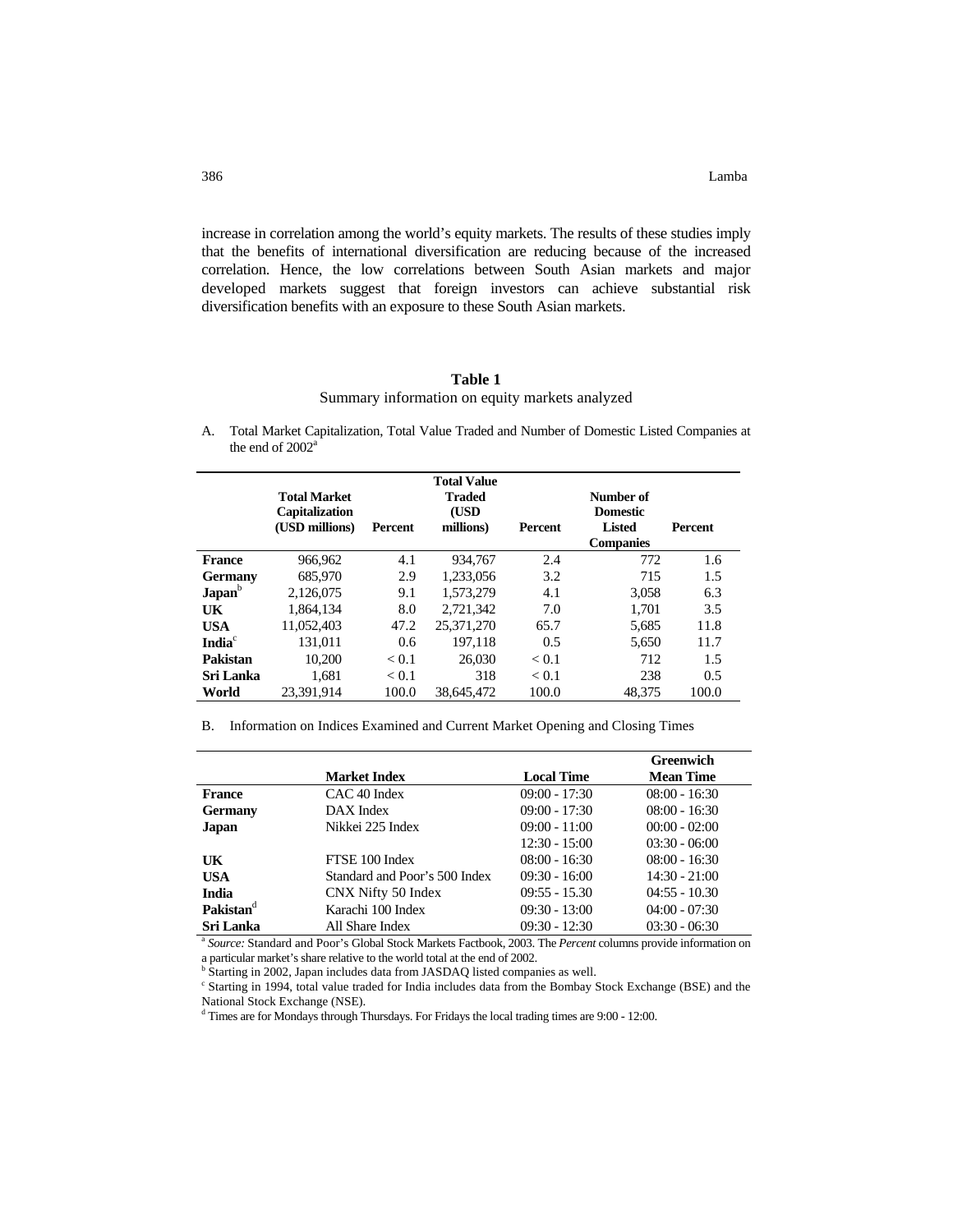increase in correlation among the world's equity markets. The results of these studies imply that the benefits of international diversification are reducing because of the increased correlation. Hence, the low correlations between South Asian markets and major developed markets suggest that foreign investors can achieve substantial risk diversification benefits with an exposure to these South Asian markets.

**Table 1**

Summary information on equity markets analyzed

A. Total Market Capitalization, Total Value Traded and Number of Domestic Listed Companies at the end of 2002[a]

| | Total Market Capitalization (USD millions) | Percent | Total Value Traded (USD millions) | Percent | Number of Domestic Listed Companies | Percent |
|---|---|---|---|---|---|---|
| **France** | 966,962 | 4.1 | 934,767 | 2.4 | 772 | 1.6 |
| **Germany** | 685,970 | 2.9 | 1,233,056 | 3.2 | 715 | 1.5 |
| **Japan**[b] | 2,126,075 | 9.1 | 1,573,279 | 4.1 | 3,058 | 6.3 |
| **UK** | 1,864,134 | 8.0 | 2,721,342 | 7.0 | 1,701 | 3.5 |
| **USA** | 11,052,403 | 47.2 | 25,371,270 | 65.7 | 5,685 | 11.8 |
| **India**[c] | 131,011 | 0.6 | 197,118 | 0.5 | 5,650 | 11.7 |
| **Pakistan** | 10,200 | < 0.1 | 26,030 | < 0.1 | 712 | 1.5 |
| **Sri Lanka** | 1,681 | < 0.1 | 318 | < 0.1 | 238 | 0.5 |
| **World** | 23,391,914 | 100.0 | 38,645,472 | 100.0 | 48,375 | 100.0 |

B. Information on Indices Examined and Current Market Opening and Closing Times

| | Market Index | Local Time | Greenwich Mean Time |
|---|---|---|---|
| **France** | CAC 40 Index | 09:00 - 17:30 | 08:00 - 16:30 |
| **Germany** | DAX Index | 09:00 - 17:30 | 08:00 - 16:30 |
| **Japan** | Nikkei 225 Index | 09:00 - 11:00 | 00:00 - 02:00 |
| | | 12:30 - 15:00 | 03:30 - 06:00 |
| **UK** | FTSE 100 Index | 08:00 - 16:30 | 08:00 - 16:30 |
| **USA** | Standard and Poor's 500 Index | 09:30 - 16:00 | 14:30 - 21:00 |
| **India** | CNX Nifty 50 Index | 09:55 - 15.30 | 04:55 - 10.30 |
| **Pakistan**[d] | Karachi 100 Index | 09:30 - 13:00 | 04:00 - 07:30 |
| **Sri Lanka** | All Share Index | 09:30 - 12:30 | 03:30 - 06:30 |

[a] *Source:* Standard and Poor's Global Stock Markets Factbook, 2003. The *Percent* columns provide information on a particular market's share relative to the world total at the end of 2002.

[b] Starting in 2002, Japan includes data from JASDAQ listed companies as well.

[c] Starting in 1994, total value traded for India includes data from the Bombay Stock Exchange (BSE) and the National Stock Exchange (NSE).

[d] Times are for Mondays through Thursdays. For Fridays the local trading times are 9:00 - 12:00.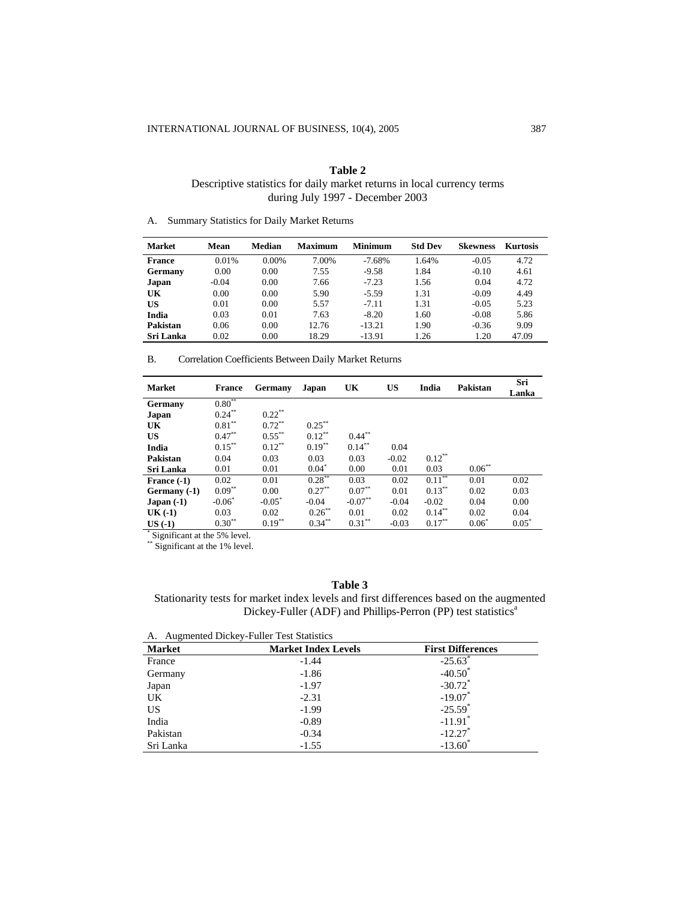**Table 2**
Descriptive statistics for daily market returns in local currency terms during July 1997 - December 2003

A. Summary Statistics for Daily Market Returns

| Market | Mean | Median | Maximum | Minimum | Std Dev | Skewness | Kurtosis |
|---|---|---|---|---|---|---|---|
| **France** | 0.01% | 0.00% | 7.00% | -7.68% | 1.64% | -0.05 | 4.72 |
| **Germany** | 0.00 | 0.00 | 7.55 | -9.58 | 1.84 | -0.10 | 4.61 |
| **Japan** | -0.04 | 0.00 | 7.66 | -7.23 | 1.56 | 0.04 | 4.72 |
| **UK** | 0.00 | 0.00 | 5.90 | -5.59 | 1.31 | -0.09 | 4.49 |
| **US** | 0.01 | 0.00 | 5.57 | -7.11 | 1.31 | -0.05 | 5.23 |
| **India** | 0.03 | 0.01 | 7.63 | -8.20 | 1.60 | -0.08 | 5.86 |
| **Pakistan** | 0.06 | 0.00 | 12.76 | -13.21 | 1.90 | -0.36 | 9.09 |
| **Sri Lanka** | 0.02 | 0.00 | 18.29 | -13.91 | 1.26 | 1.20 | 47.09 |

B. Correlation Coefficients Between Daily Market Returns

| Market | France | Germany | Japan | UK | US | India | Pakistan | Sri Lanka |
|---|---|---|---|---|---|---|---|---|
| **Germany** | 0.80** | | | | | | | |
| **Japan** | 0.24** | 0.22** | | | | | | |
| **UK** | 0.81** | 0.72** | 0.25** | | | | | |
| **US** | 0.47** | 0.55** | 0.12** | 0.44** | | | | |
| **India** | 0.15** | 0.12** | 0.19** | 0.14** | 0.04 | | | |
| **Pakistan** | 0.04 | 0.03 | 0.03 | 0.03 | -0.02 | 0.12** | | |
| **Sri Lanka** | 0.01 | 0.01 | 0.04* | 0.00 | 0.01 | 0.03 | 0.06** | |
| **France (-1)** | 0.02 | 0.01 | 0.28** | 0.03 | 0.02 | 0.11** | 0.01 | 0.02 |
| **Germany (-1)** | 0.09** | 0.00 | 0.27** | 0.07** | 0.01 | 0.13** | 0.02 | 0.03 |
| **Japan (-1)** | -0.06* | -0.05* | -0.04 | -0.07** | -0.04 | -0.02 | 0.04 | 0.00 |
| **UK (-1)** | 0.03 | 0.02 | 0.26** | 0.01 | 0.02 | 0.14** | 0.02 | 0.04 |
| **US (-1)** | 0.30** | 0.19** | 0.34** | 0.31** | -0.03 | 0.17** | 0.06* | 0.05* |

\* Significant at the 5% level.
\*\* Significant at the 1% level.

**Table 3**
Stationarity tests for market index levels and first differences based on the augmented Dickey-Fuller (ADF) and Phillips-Perron (PP) test statistics[a]

A. Augmented Dickey-Fuller Test Statistics

| Market | Market Index Levels | First Differences |
|---|---|---|
| France | -1.44 | -25.63* |
| Germany | -1.86 | -40.50* |
| Japan | -1.97 | -30.72* |
| UK | -2.31 | -19.07* |
| US | -1.99 | -25.59* |
| India | -0.89 | -11.91* |
| Pakistan | -0.34 | -12.27* |
| Sri Lanka | -1.55 | -13.60* |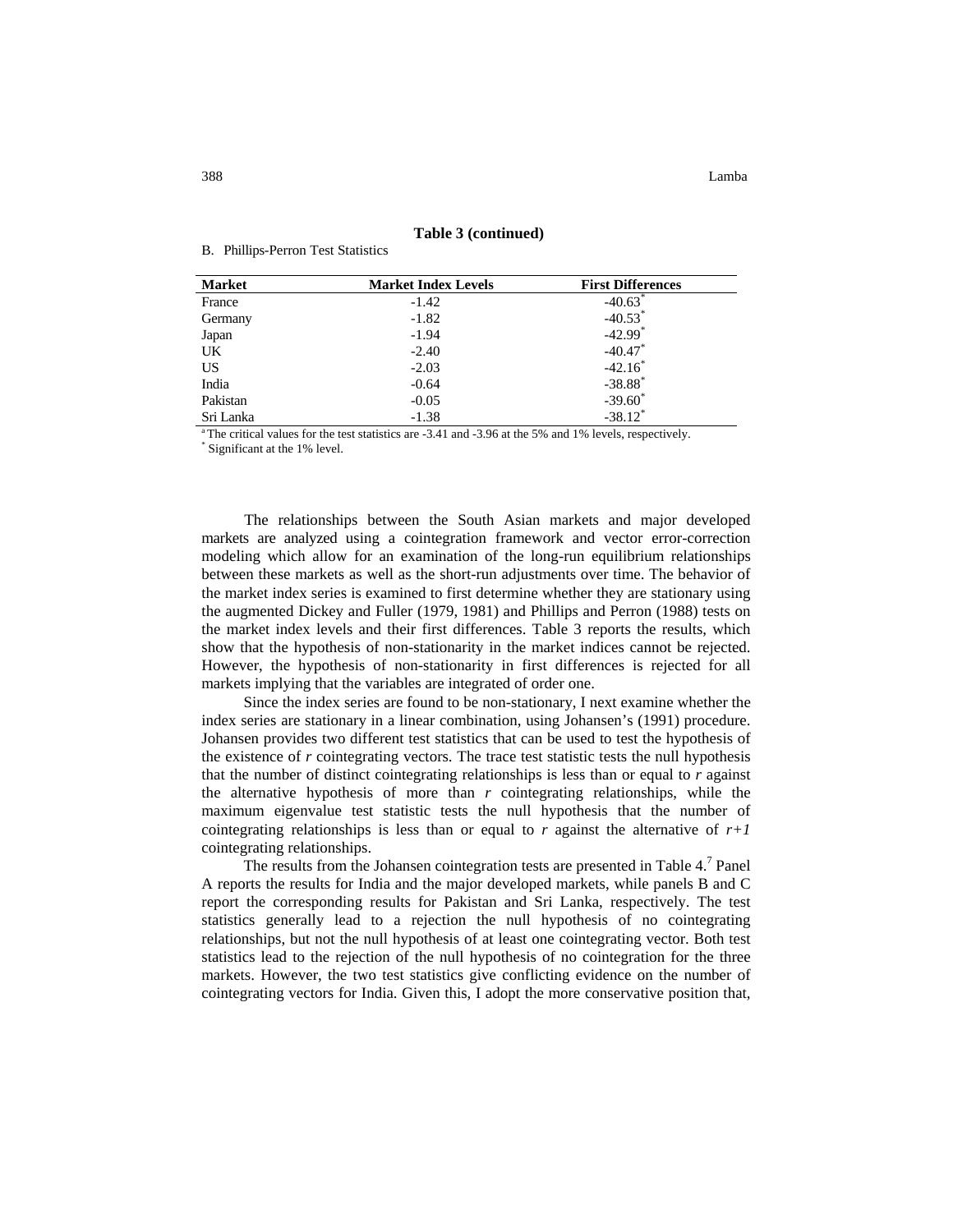**Table 3 (continued)**

B. Phillips-Perron Test Statistics

| Market | Market Index Levels | First Differences |
|---|---|---|
| France | -1.42 | -40.63* |
| Germany | -1.82 | -40.53* |
| Japan | -1.94 | -42.99* |
| UK | -2.40 | -40.47* |
| US | -2.03 | -42.16* |
| India | -0.64 | -38.88* |
| Pakistan | -0.05 | -39.60* |
| Sri Lanka | -1.38 | -38.12* |

[a] The critical values for the test statistics are -3.41 and -3.96 at the 5% and 1% levels, respectively.
* Significant at the 1% level.

The relationships between the South Asian markets and major developed markets are analyzed using a cointegration framework and vector error-correction modeling which allow for an examination of the long-run equilibrium relationships between these markets as well as the short-run adjustments over time. The behavior of the market index series is examined to first determine whether they are stationary using the augmented Dickey and Fuller (1979, 1981) and Phillips and Perron (1988) tests on the market index levels and their first differences. Table 3 reports the results, which show that the hypothesis of non-stationarity in the market indices cannot be rejected. However, the hypothesis of non-stationarity in first differences is rejected for all markets implying that the variables are integrated of order one.

Since the index series are found to be non-stationary, I next examine whether the index series are stationary in a linear combination, using Johansen's (1991) procedure. Johansen provides two different test statistics that can be used to test the hypothesis of the existence of *r* cointegrating vectors. The trace test statistic tests the null hypothesis that the number of distinct cointegrating relationships is less than or equal to *r* against the alternative hypothesis of more than *r* cointegrating relationships, while the maximum eigenvalue test statistic tests the null hypothesis that the number of cointegrating relationships is less than or equal to *r* against the alternative of $r+1$ cointegrating relationships.

The results from the Johansen cointegration tests are presented in Table 4.[7] Panel A reports the results for India and the major developed markets, while panels B and C report the corresponding results for Pakistan and Sri Lanka, respectively. The test statistics generally lead to a rejection the null hypothesis of no cointegrating relationships, but not the null hypothesis of at least one cointegrating vector. Both test statistics lead to the rejection of the null hypothesis of no cointegration for the three markets. However, the two test statistics give conflicting evidence on the number of cointegrating vectors for India. Given this, I adopt the more conservative position that,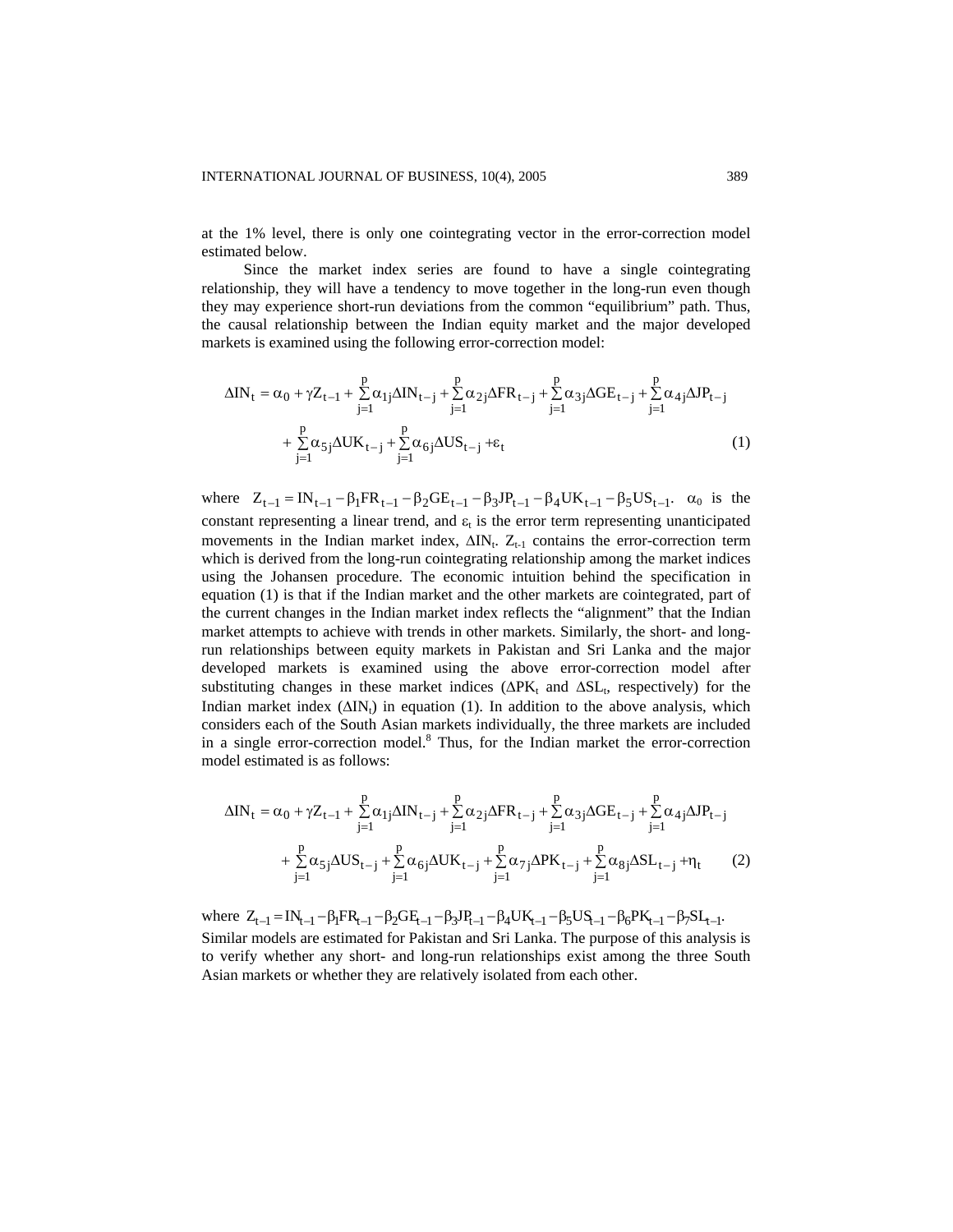at the 1% level, there is only one cointegrating vector in the error-correction model estimated below.

Since the market index series are found to have a single cointegrating relationship, they will have a tendency to move together in the long-run even though they may experience short-run deviations from the common "equilibrium" path. Thus, the causal relationship between the Indian equity market and the major developed markets is examined using the following error-correction model:

$$\Delta IN_t = \alpha_0 + \gamma Z_{t-1} + \sum_{j=1}^{p} \alpha_{1j} \Delta IN_{t-j} + \sum_{j=1}^{p} \alpha_{2j} \Delta FR_{t-j} + \sum_{j=1}^{p} \alpha_{3j} \Delta GE_{t-j} + \sum_{j=1}^{p} \alpha_{4j} \Delta JP_{t-j} + \sum_{j=1}^{p} \alpha_{5j} \Delta UK_{t-j} + \sum_{j=1}^{p} \alpha_{6j} \Delta US_{t-j} + \varepsilon_t \tag{1}$$

where $Z_{t-1} = IN_{t-1} - \beta_1 FR_{t-1} - \beta_2 GE_{t-1} - \beta_3 JP_{t-1} - \beta_4 UK_{t-1} - \beta_5 US_{t-1}$. $\alpha_0$ is the constant representing a linear trend, and $\varepsilon_t$ is the error term representing unanticipated movements in the Indian market index, $\Delta IN_t$. $Z_{t-1}$ contains the error-correction term which is derived from the long-run cointegrating relationship among the market indices using the Johansen procedure. The economic intuition behind the specification in equation (1) is that if the Indian market and the other markets are cointegrated, part of the current changes in the Indian market index reflects the "alignment" that the Indian market attempts to achieve with trends in other markets. Similarly, the short- and long-run relationships between equity markets in Pakistan and Sri Lanka and the major developed markets is examined using the above error-correction model after substituting changes in these market indices ($\Delta PK_t$ and $\Delta SL_t$, respectively) for the Indian market index ($\Delta IN_t$) in equation (1). In addition to the above analysis, which considers each of the South Asian markets individually, the three markets are included in a single error-correction model.[8] Thus, for the Indian market the error-correction model estimated is as follows:

$$\Delta IN_t = \alpha_0 + \gamma Z_{t-1} + \sum_{j=1}^{p} \alpha_{1j} \Delta IN_{t-j} + \sum_{j=1}^{p} \alpha_{2j} \Delta FR_{t-j} + \sum_{j=1}^{p} \alpha_{3j} \Delta GE_{t-j} + \sum_{j=1}^{p} \alpha_{4j} \Delta JP_{t-j} + \sum_{j=1}^{p} \alpha_{5j} \Delta US_{t-j} + \sum_{j=1}^{p} \alpha_{6j} \Delta UK_{t-j} + \sum_{j=1}^{p} \alpha_{7j} \Delta PK_{t-j} + \sum_{j=1}^{p} \alpha_{8j} \Delta SL_{t-j} + \eta_t \tag{2}$$

where $Z_{t-1} = IN_{t-1} - \beta_1 FR_{t-1} - \beta_2 GE_{t-1} - \beta_3 JP_{t-1} - \beta_4 UK_{t-1} - \beta_5 US_{t-1} - \beta_6 PK_{t-1} - \beta_7 SL_{t-1}$. Similar models are estimated for Pakistan and Sri Lanka. The purpose of this analysis is to verify whether any short- and long-run relationships exist among the three South Asian markets or whether they are relatively isolated from each other.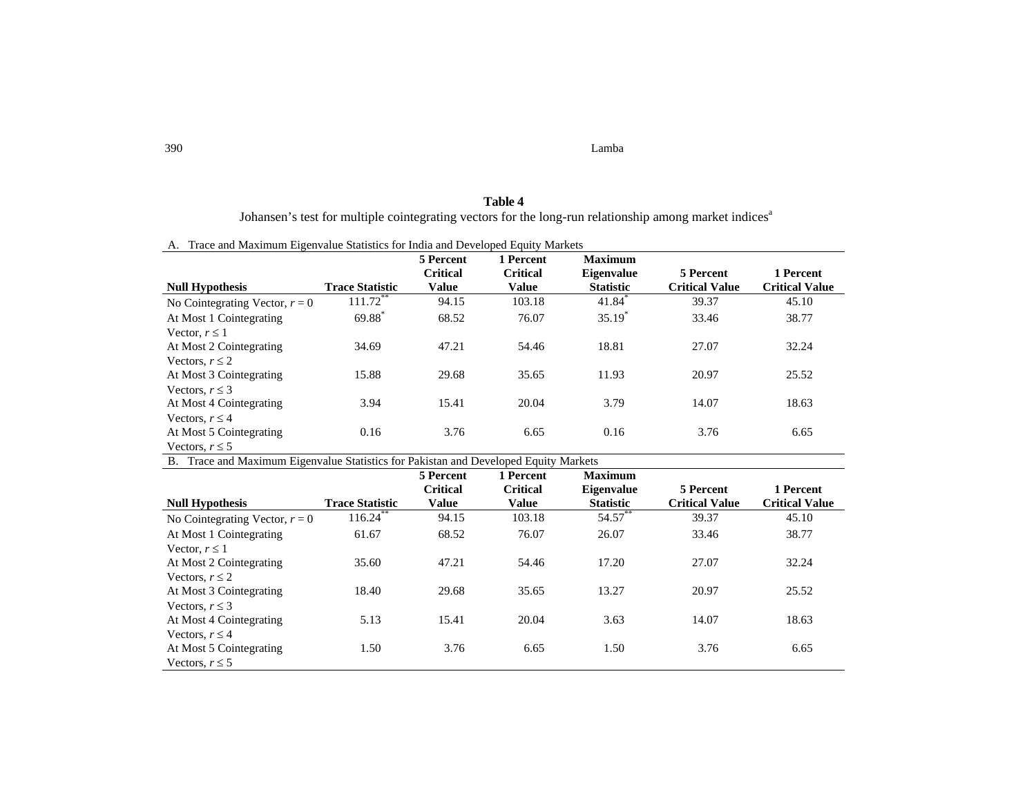**Table 4**

Johansen's test for multiple cointegrating vectors for the long-run relationship among market indices[a]

A. Trace and Maximum Eigenvalue Statistics for India and Developed Equity Markets

| Null Hypothesis | Trace Statistic | 5 Percent Critical Value | 1 Percent Critical Value | Maximum Eigenvalue Statistic | 5 Percent Critical Value | 1 Percent Critical Value |
|---|---|---|---|---|---|---|
| No Cointegrating Vector, $r = 0$ | 111.72** | 94.15 | 103.18 | 41.84* | 39.37 | 45.10 |
| At Most 1 Cointegrating Vector, $r \leq 1$ | 69.88* | 68.52 | 76.07 | 35.19* | 33.46 | 38.77 |
| At Most 2 Cointegrating Vectors, $r \leq 2$ | 34.69 | 47.21 | 54.46 | 18.81 | 27.07 | 32.24 |
| At Most 3 Cointegrating Vectors, $r \leq 3$ | 15.88 | 29.68 | 35.65 | 11.93 | 20.97 | 25.52 |
| At Most 4 Cointegrating Vectors, $r \leq 4$ | 3.94 | 15.41 | 20.04 | 3.79 | 14.07 | 18.63 |
| At Most 5 Cointegrating Vectors, $r \leq 5$ | 0.16 | 3.76 | 6.65 | 0.16 | 3.76 | 6.65 |

B. Trace and Maximum Eigenvalue Statistics for Pakistan and Developed Equity Markets

| Null Hypothesis | Trace Statistic | 5 Percent Critical Value | 1 Percent Critical Value | Maximum Eigenvalue Statistic | 5 Percent Critical Value | 1 Percent Critical Value |
|---|---|---|---|---|---|---|
| No Cointegrating Vector, $r = 0$ | 116.24** | 94.15 | 103.18 | 54.57** | 39.37 | 45.10 |
| At Most 1 Cointegrating Vector, $r \leq 1$ | 61.67 | 68.52 | 76.07 | 26.07 | 33.46 | 38.77 |
| At Most 2 Cointegrating Vectors, $r \leq 2$ | 35.60 | 47.21 | 54.46 | 17.20 | 27.07 | 32.24 |
| At Most 3 Cointegrating Vectors, $r \leq 3$ | 18.40 | 29.68 | 35.65 | 13.27 | 20.97 | 25.52 |
| At Most 4 Cointegrating Vectors, $r \leq 4$ | 5.13 | 15.41 | 20.04 | 3.63 | 14.07 | 18.63 |
| At Most 5 Cointegrating Vectors, $r \leq 5$ | 1.50 | 3.76 | 6.65 | 1.50 | 3.76 | 6.65 |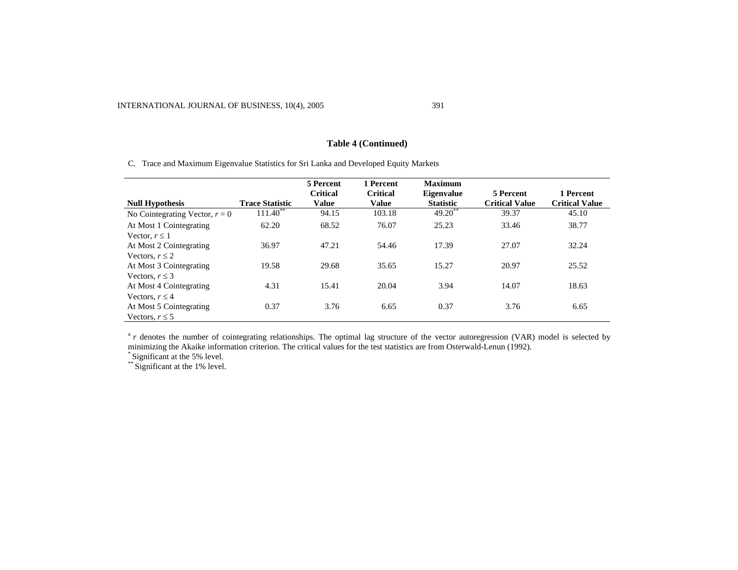**Table 4 (Continued)**

C. Trace and Maximum Eigenvalue Statistics for Sri Lanka and Developed Equity Markets

| Null Hypothesis | Trace Statistic | 5 Percent Critical Value | 1 Percent Critical Value | Maximum Eigenvalue Statistic | 5 Percent Critical Value | 1 Percent Critical Value |
|---|---|---|---|---|---|---|
| No Cointegrating Vector, $r = 0$ | 111.40** | 94.15 | 103.18 | 49.20** | 39.37 | 45.10 |
| At Most 1 Cointegrating Vector, $r \leq 1$ | 62.20 | 68.52 | 76.07 | 25.23 | 33.46 | 38.77 |
| At Most 2 Cointegrating Vectors, $r \leq 2$ | 36.97 | 47.21 | 54.46 | 17.39 | 27.07 | 32.24 |
| At Most 3 Cointegrating Vectors, $r \leq 3$ | 19.58 | 29.68 | 35.65 | 15.27 | 20.97 | 25.52 |
| At Most 4 Cointegrating Vectors, $r \leq 4$ | 4.31 | 15.41 | 20.04 | 3.94 | 14.07 | 18.63 |
| At Most 5 Cointegrating Vectors, $r \leq 5$ | 0.37 | 3.76 | 6.65 | 0.37 | 3.76 | 6.65 |

[a] $r$ denotes the number of cointegrating relationships. The optimal lag structure of the vector autoregression (VAR) model is selected by minimizing the Akaike information criterion. The critical values for the test statistics are from Osterwald-Lenun (1992).

* Significant at the 5% level.

** Significant at the 1% level.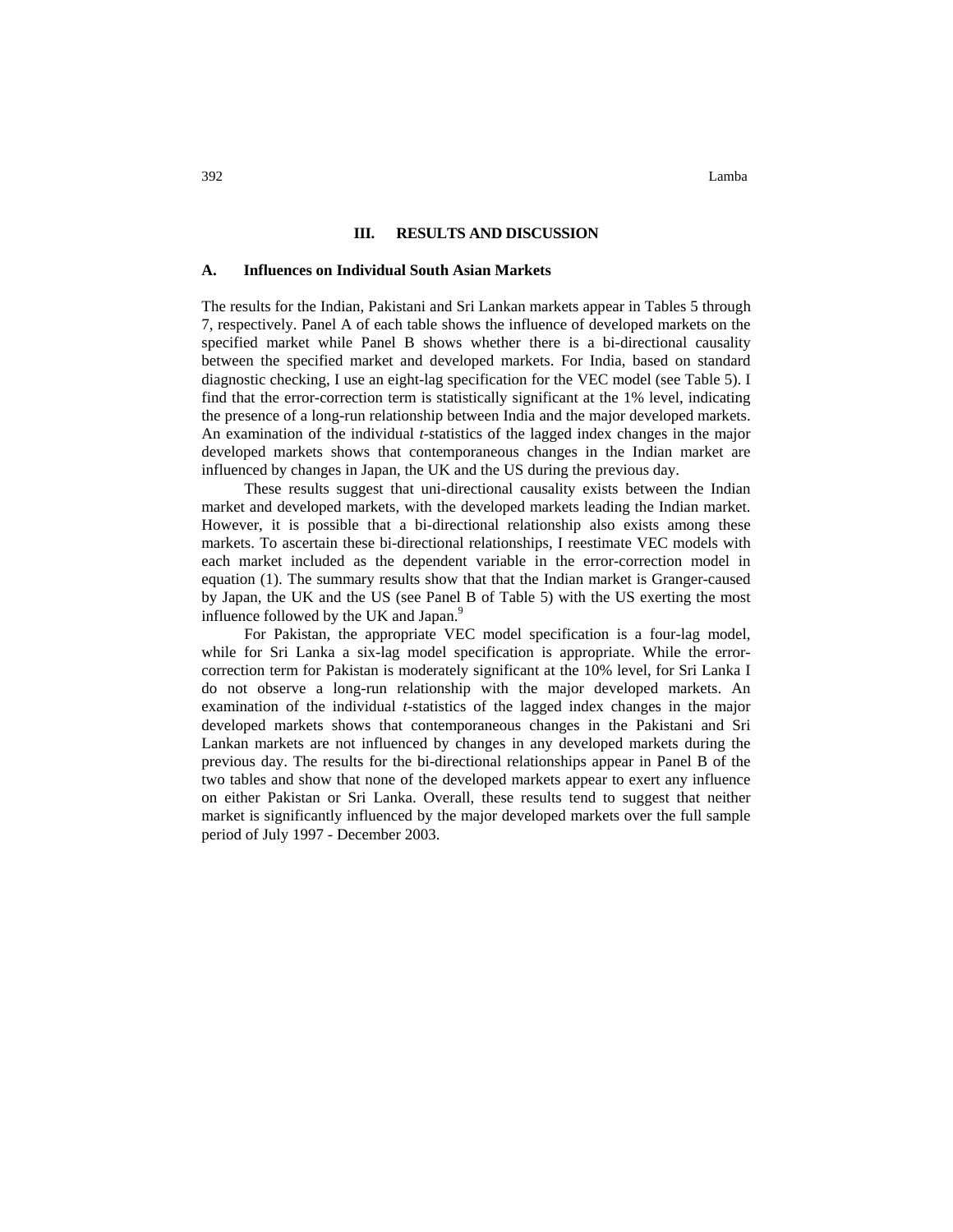## III. RESULTS AND DISCUSSION

### A. Influences on Individual South Asian Markets

The results for the Indian, Pakistani and Sri Lankan markets appear in Tables 5 through 7, respectively. Panel A of each table shows the influence of developed markets on the specified market while Panel B shows whether there is a bi-directional causality between the specified market and developed markets. For India, based on standard diagnostic checking, I use an eight-lag specification for the VEC model (see Table 5). I find that the error-correction term is statistically significant at the 1% level, indicating the presence of a long-run relationship between India and the major developed markets. An examination of the individual *t*-statistics of the lagged index changes in the major developed markets shows that contemporaneous changes in the Indian market are influenced by changes in Japan, the UK and the US during the previous day.

These results suggest that uni-directional causality exists between the Indian market and developed markets, with the developed markets leading the Indian market. However, it is possible that a bi-directional relationship also exists among these markets. To ascertain these bi-directional relationships, I reestimate VEC models with each market included as the dependent variable in the error-correction model in equation (1). The summary results show that that the Indian market is Granger-caused by Japan, the UK and the US (see Panel B of Table 5) with the US exerting the most influence followed by the UK and Japan.[9]

For Pakistan, the appropriate VEC model specification is a four-lag model, while for Sri Lanka a six-lag model specification is appropriate. While the error-correction term for Pakistan is moderately significant at the 10% level, for Sri Lanka I do not observe a long-run relationship with the major developed markets. An examination of the individual *t*-statistics of the lagged index changes in the major developed markets shows that contemporaneous changes in the Pakistani and Sri Lankan markets are not influenced by changes in any developed markets during the previous day. The results for the bi-directional relationships appear in Panel B of the two tables and show that none of the developed markets appear to exert any influence on either Pakistan or Sri Lanka. Overall, these results tend to suggest that neither market is significantly influenced by the major developed markets over the full sample period of July 1997 - December 2003.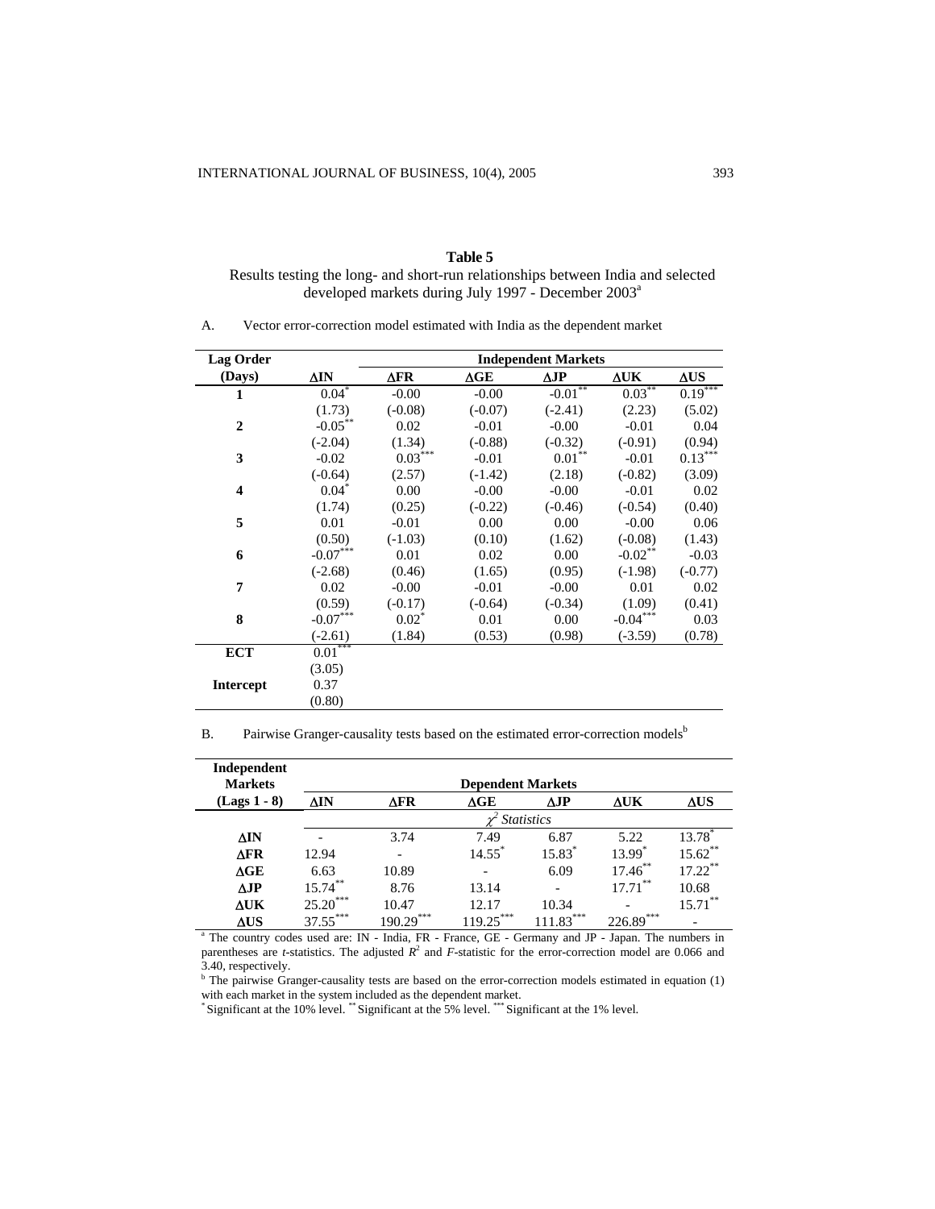**Table 5**

Results testing the long- and short-run relationships between India and selected developed markets during July 1997 - December 2003[a]

A. Vector error-correction model estimated with India as the dependent market

| Lag Order (Days) | ΔIN | Independent Markets ΔFR | ΔGE | ΔJP | ΔUK | ΔUS |
|---|---|---|---|---|---|---|
| **1** | 0.04* | -0.00 | -0.00 | -0.01** | 0.03** | 0.19*** |
| | (1.73) | (-0.08) | (-0.07) | (-2.41) | (2.23) | (5.02) |
| **2** | -0.05** | 0.02 | -0.01 | -0.00 | -0.01 | 0.04 |
| | (-2.04) | (1.34) | (-0.88) | (-0.32) | (-0.91) | (0.94) |
| **3** | -0.02 | 0.03*** | -0.01 | 0.01** | -0.01 | 0.13*** |
| | (-0.64) | (2.57) | (-1.42) | (2.18) | (-0.82) | (3.09) |
| **4** | 0.04* | 0.00 | -0.00 | -0.00 | -0.01 | 0.02 |
| | (1.74) | (0.25) | (-0.22) | (-0.46) | (-0.54) | (0.40) |
| **5** | 0.01 | -0.01 | 0.00 | 0.00 | -0.00 | 0.06 |
| | (0.50) | (-1.03) | (0.10) | (1.62) | (-0.08) | (1.43) |
| **6** | -0.07*** | 0.01 | 0.02 | 0.00 | -0.02** | -0.03 |
| | (-2.68) | (0.46) | (1.65) | (0.95) | (-1.98) | (-0.77) |
| **7** | 0.02 | -0.00 | -0.01 | -0.00 | 0.01 | 0.02 |
| | (0.59) | (-0.17) | (-0.64) | (-0.34) | (1.09) | (0.41) |
| **8** | -0.07*** | 0.02* | 0.01 | 0.00 | -0.04*** | 0.03 |
| | (-2.61) | (1.84) | (0.53) | (0.98) | (-3.59) | (0.78) |
| **ECT** | 0.01*** | | | | | |
| | (3.05) | | | | | |
| **Intercept** | 0.37 | | | | | |
| | (0.80) | | | | | |

B. Pairwise Granger-causality tests based on the estimated error-correction models[b]

| Independent Markets (Lags 1 - 8) | Dependent Markets ΔIN | ΔFR | ΔGE | ΔJP | ΔUK | ΔUS |
|---|---|---|---|---|---|---|
| | $\chi^2$ *Statistics* | | | | | |
| **ΔIN** | - | 3.74 | 7.49 | 6.87 | 5.22 | 13.78* |
| **ΔFR** | 12.94 | - | 14.55* | 15.83* | 13.99* | 15.62** |
| **ΔGE** | 6.63 | 10.89 | - | 6.09 | 17.46** | 17.22** |
| **ΔJP** | 15.74** | 8.76 | 13.14 | - | 17.71** | 10.68 |
| **ΔUK** | 25.20*** | 10.47 | 12.17 | 10.34 | - | 15.71** |
| **ΔUS** | 37.55*** | 190.29*** | 119.25*** | 111.83*** | 226.89*** | - |

[a] The country codes used are: IN - India, FR - France, GE - Germany and JP - Japan. The numbers in parentheses are *t*-statistics. The adjusted $R^2$ and *F*-statistic for the error-correction model are 0.066 and 3.40, respectively.

[b] The pairwise Granger-causality tests are based on the error-correction models estimated in equation (1) with each market in the system included as the dependent market.

* Significant at the 10% level. ** Significant at the 5% level. *** Significant at the 1% level.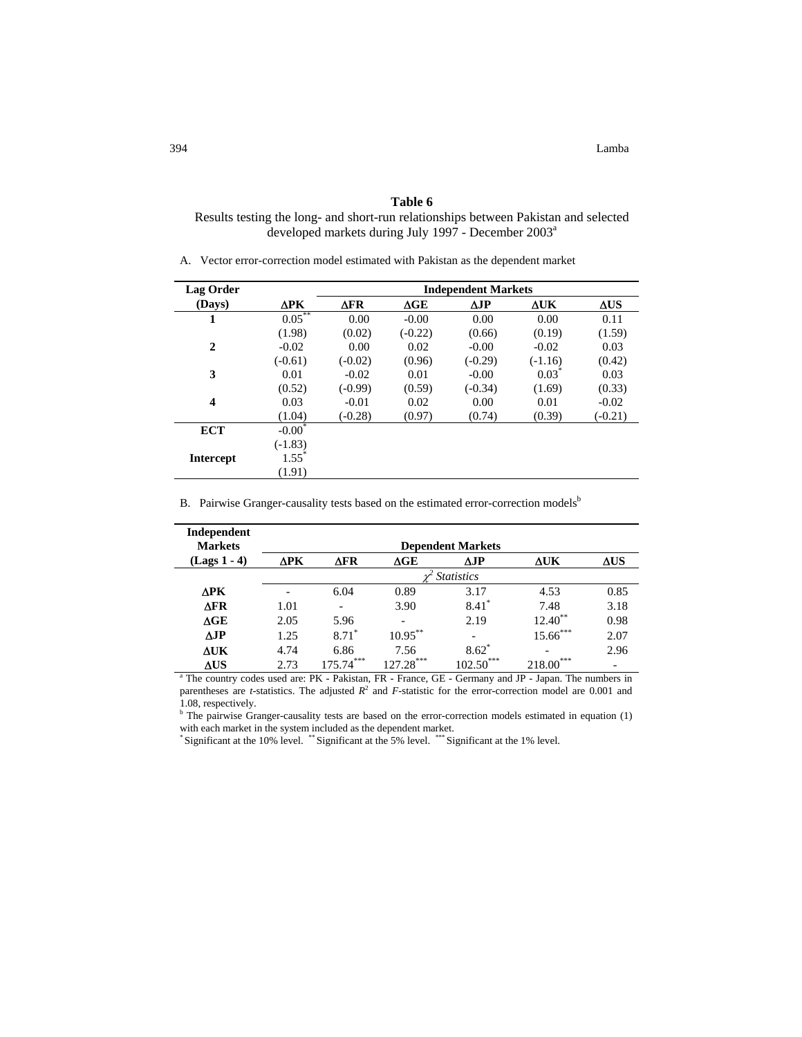**Table 6**

Results testing the long- and short-run relationships between Pakistan and selected developed markets during July 1997 - December 2003[a]

A. Vector error-correction model estimated with Pakistan as the dependent market

| Lag Order | Independent Markets | | | | | |
|---|---|---|---|---|---|---|
| (Days) | ΔPK | ΔFR | ΔGE | ΔJP | ΔUK | ΔUS |
| **1** | 0.05** | 0.00 | -0.00 | 0.00 | 0.00 | 0.11 |
| | (1.98) | (0.02) | (-0.22) | (0.66) | (0.19) | (1.59) |
| **2** | -0.02 | 0.00 | 0.02 | -0.00 | -0.02 | 0.03 |
| | (-0.61) | (-0.02) | (0.96) | (-0.29) | (-1.16) | (0.42) |
| **3** | 0.01 | -0.02 | 0.01 | -0.00 | 0.03* | 0.03 |
| | (0.52) | (-0.99) | (0.59) | (-0.34) | (1.69) | (0.33) |
| **4** | 0.03 | -0.01 | 0.02 | 0.00 | 0.01 | -0.02 |
| | (1.04) | (-0.28) | (0.97) | (0.74) | (0.39) | (-0.21) |
| **ECT** | -0.00* | | | | | |
| | (-1.83) | | | | | |
| **Intercept** | 1.55* | | | | | |
| | (1.91) | | | | | |

B. Pairwise Granger-causality tests based on the estimated error-correction models[b]

| Independent Markets | Dependent Markets | | | | | |
|---|---|---|---|---|---|---|
| (Lags 1 - 4) | ΔPK | ΔFR | ΔGE | ΔJP | ΔUK | ΔUS |
| | $\chi^2$ *Statistics* | | | | | |
| **ΔPK** | - | 6.04 | 0.89 | 3.17 | 4.53 | 0.85 |
| **ΔFR** | 1.01 | - | 3.90 | 8.41* | 7.48 | 3.18 |
| **ΔGE** | 2.05 | 5.96 | - | 2.19 | 12.40** | 0.98 |
| **ΔJP** | 1.25 | 8.71* | 10.95** | - | 15.66*** | 2.07 |
| **ΔUK** | 4.74 | 6.86 | 7.56 | 8.62* | - | 2.96 |
| **ΔUS** | 2.73 | 175.74*** | 127.28*** | 102.50*** | 218.00*** | - |

[a] The country codes used are: PK - Pakistan, FR - France, GE - Germany and JP - Japan. The numbers in parentheses are *t*-statistics. The adjusted $R^2$ and *F*-statistic for the error-correction model are 0.001 and 1.08, respectively.

[b] The pairwise Granger-causality tests are based on the error-correction models estimated in equation (1) with each market in the system included as the dependent market.

\* Significant at the 10% level. ** Significant at the 5% level. *** Significant at the 1% level.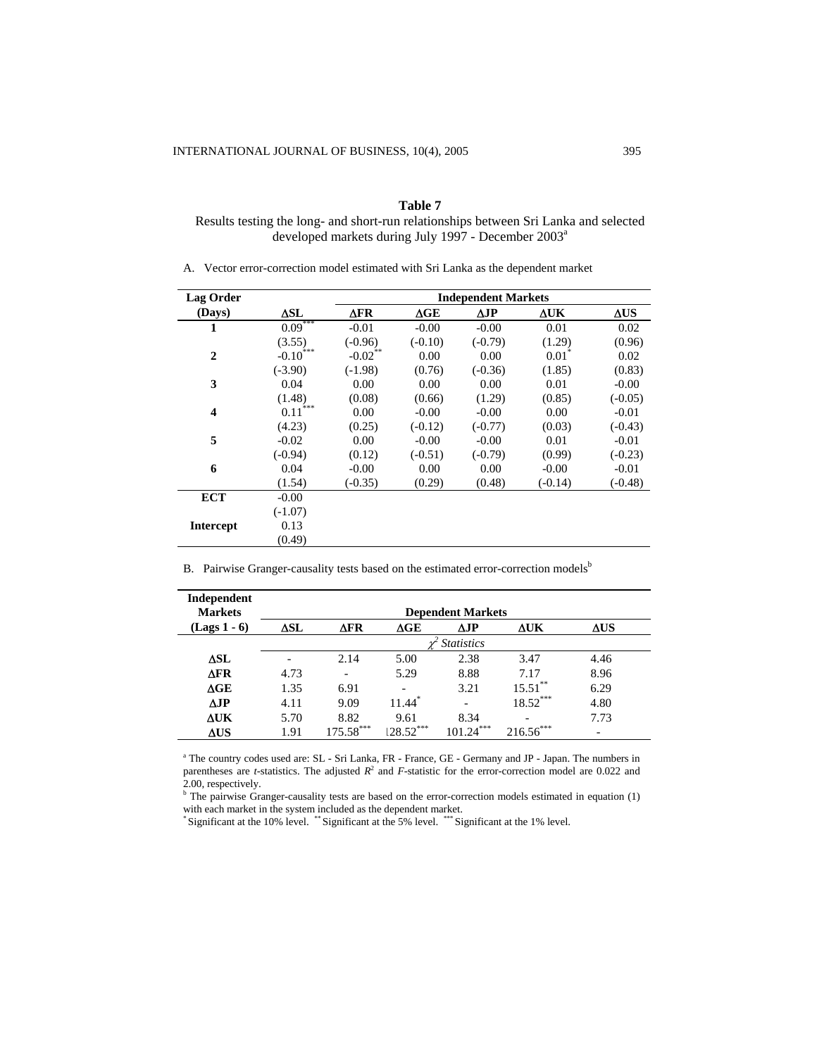**Table 7**

Results testing the long- and short-run relationships between Sri Lanka and selected developed markets during July 1997 - December 2003[a]

A. Vector error-correction model estimated with Sri Lanka as the dependent market

| Lag Order (Days) | ΔSL | Independent Markets ΔFR | ΔGE | ΔJP | ΔUK | ΔUS |
|---|---|---|---|---|---|---|
| **1** | 0.09*** | -0.01 | -0.00 | -0.00 | 0.01 | 0.02 |
| | (3.55) | (-0.96) | (-0.10) | (-0.79) | (1.29) | (0.96) |
| **2** | -0.10*** | -0.02** | 0.00 | 0.00 | 0.01* | 0.02 |
| | (-3.90) | (-1.98) | (0.76) | (-0.36) | (1.85) | (0.83) |
| **3** | 0.04 | 0.00 | 0.00 | 0.00 | 0.01 | -0.00 |
| | (1.48) | (0.08) | (0.66) | (1.29) | (0.85) | (-0.05) |
| **4** | 0.11*** | 0.00 | -0.00 | -0.00 | 0.00 | -0.01 |
| | (4.23) | (0.25) | (-0.12) | (-0.77) | (0.03) | (-0.43) |
| **5** | -0.02 | 0.00 | -0.00 | -0.00 | 0.01 | -0.01 |
| | (-0.94) | (0.12) | (-0.51) | (-0.79) | (0.99) | (-0.23) |
| **6** | 0.04 | -0.00 | 0.00 | 0.00 | -0.00 | -0.01 |
| | (1.54) | (-0.35) | (0.29) | (0.48) | (-0.14) | (-0.48) |
| **ECT** | -0.00 | | | | | |
| | (-1.07) | | | | | |
| **Intercept** | 0.13 | | | | | |
| | (0.49) | | | | | |

B. Pairwise Granger-causality tests based on the estimated error-correction models[b]

| Independent Markets (Lags 1 - 6) | Dependent Markets ΔSL | ΔFR | ΔGE | ΔJP | ΔUK | ΔUS |
|---|---|---|---|---|---|---|
| | | | | $\chi^2$ *Statistics* | | |
| **ΔSL** | - | 2.14 | 5.00 | 2.38 | 3.47 | 4.46 |
| **ΔFR** | 4.73 | - | 5.29 | 8.88 | 7.17 | 8.96 |
| **ΔGE** | 1.35 | 6.91 | - | 3.21 | 15.51** | 6.29 |
| **ΔJP** | 4.11 | 9.09 | 11.44* | - | 18.52*** | 4.80 |
| **ΔUK** | 5.70 | 8.82 | 9.61 | 8.34 | - | 7.73 |
| **ΔUS** | 1.91 | 175.58*** | 128.52*** | 101.24*** | 216.56*** | - |

[a] The country codes used are: SL - Sri Lanka, FR - France, GE - Germany and JP - Japan. The numbers in parentheses are *t*-statistics. The adjusted $R^2$ and *F*-statistic for the error-correction model are 0.022 and 2.00, respectively.
[b] The pairwise Granger-causality tests are based on the error-correction models estimated in equation (1) with each market in the system included as the dependent market.
* Significant at the 10% level. ** Significant at the 5% level. *** Significant at the 1% level.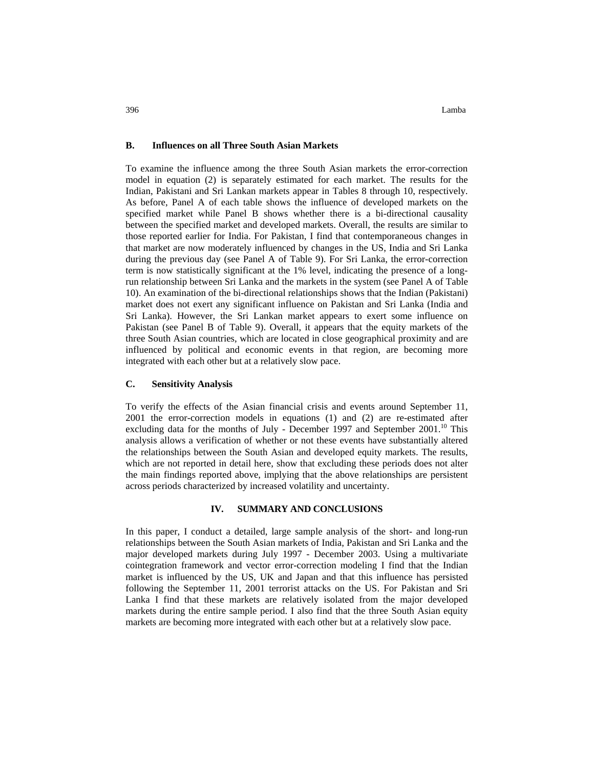### B. Influences on all Three South Asian Markets

To examine the influence among the three South Asian markets the error-correction model in equation (2) is separately estimated for each market. The results for the Indian, Pakistani and Sri Lankan markets appear in Tables 8 through 10, respectively. As before, Panel A of each table shows the influence of developed markets on the specified market while Panel B shows whether there is a bi-directional causality between the specified market and developed markets. Overall, the results are similar to those reported earlier for India. For Pakistan, I find that contemporaneous changes in that market are now moderately influenced by changes in the US, India and Sri Lanka during the previous day (see Panel A of Table 9). For Sri Lanka, the error-correction term is now statistically significant at the 1% level, indicating the presence of a long-run relationship between Sri Lanka and the markets in the system (see Panel A of Table 10). An examination of the bi-directional relationships shows that the Indian (Pakistani) market does not exert any significant influence on Pakistan and Sri Lanka (India and Sri Lanka). However, the Sri Lankan market appears to exert some influence on Pakistan (see Panel B of Table 9). Overall, it appears that the equity markets of the three South Asian countries, which are located in close geographical proximity and are influenced by political and economic events in that region, are becoming more integrated with each other but at a relatively slow pace.

### C. Sensitivity Analysis

To verify the effects of the Asian financial crisis and events around September 11, 2001 the error-correction models in equations (1) and (2) are re-estimated after excluding data for the months of July - December 1997 and September 2001.[10] This analysis allows a verification of whether or not these events have substantially altered the relationships between the South Asian and developed equity markets. The results, which are not reported in detail here, show that excluding these periods does not alter the main findings reported above, implying that the above relationships are persistent across periods characterized by increased volatility and uncertainty.

## IV. SUMMARY AND CONCLUSIONS

In this paper, I conduct a detailed, large sample analysis of the short- and long-run relationships between the South Asian markets of India, Pakistan and Sri Lanka and the major developed markets during July 1997 - December 2003. Using a multivariate cointegration framework and vector error-correction modeling I find that the Indian market is influenced by the US, UK and Japan and that this influence has persisted following the September 11, 2001 terrorist attacks on the US. For Pakistan and Sri Lanka I find that these markets are relatively isolated from the major developed markets during the entire sample period. I also find that the three South Asian equity markets are becoming more integrated with each other but at a relatively slow pace.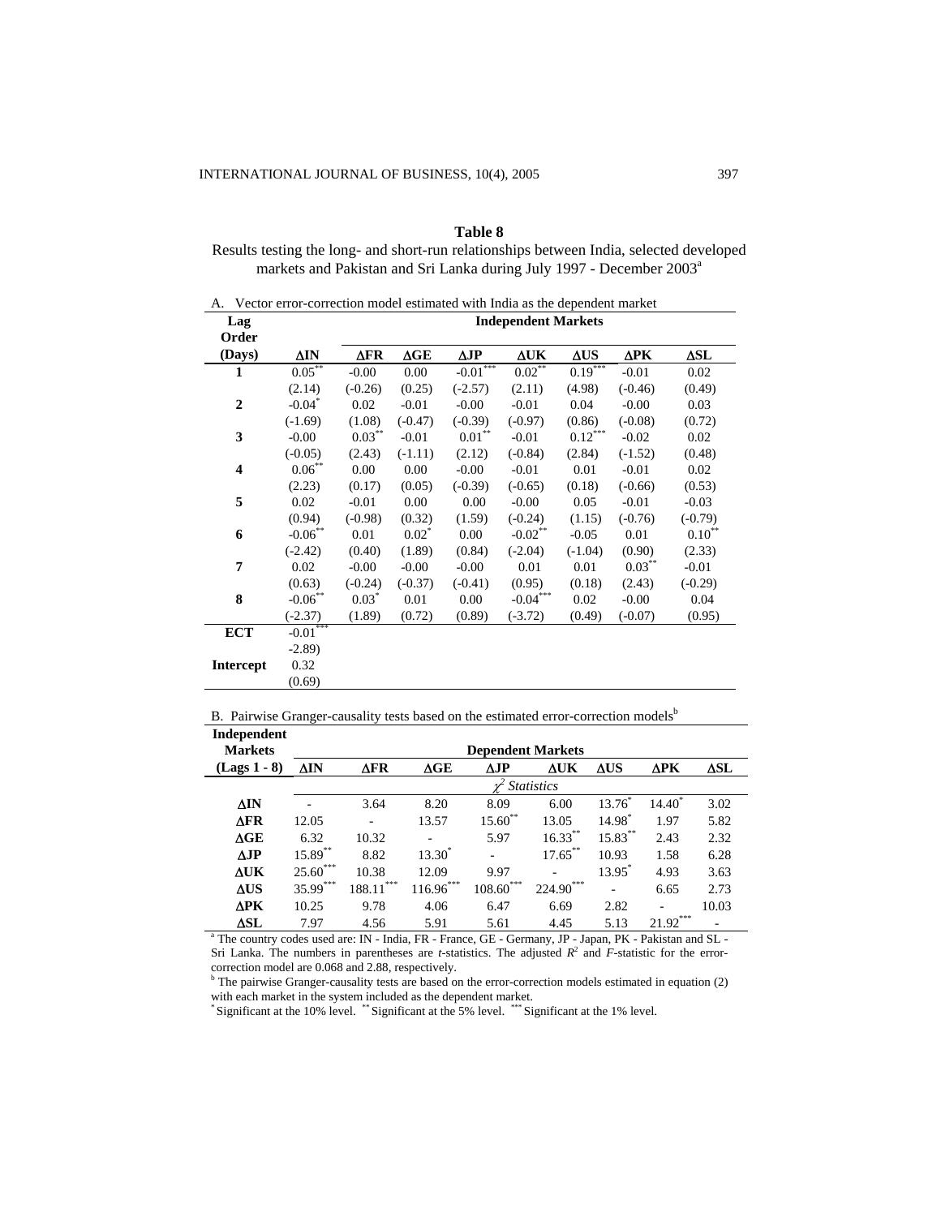**Table 8**

Results testing the long- and short-run relationships between India, selected developed markets and Pakistan and Sri Lanka during July 1997 - December 2003[a]

A. Vector error-correction model estimated with India as the dependent market

| Lag Order (Days) | Independent Markets | | | | | | | |
|---|---|---|---|---|---|---|---|---|
| | ΔIN | ΔFR | ΔGE | ΔJP | ΔUK | ΔUS | ΔPK | ΔSL |
| **1** | 0.05** | -0.00 | 0.00 | -0.01*** | 0.02** | 0.19*** | -0.01 | 0.02 |
| | (2.14) | (-0.26) | (0.25) | (-2.57) | (2.11) | (4.98) | (-0.46) | (0.49) |
| **2** | -0.04* | 0.02 | -0.01 | -0.00 | -0.01 | 0.04 | -0.00 | 0.03 |
| | (-1.69) | (1.08) | (-0.47) | (-0.39) | (-0.97) | (0.86) | (-0.08) | (0.72) |
| **3** | -0.00 | 0.03** | -0.01 | 0.01** | -0.01 | 0.12*** | -0.02 | 0.02 |
| | (-0.05) | (2.43) | (-1.11) | (2.12) | (-0.84) | (2.84) | (-1.52) | (0.48) |
| **4** | 0.06** | 0.00 | 0.00 | -0.00 | -0.01 | 0.01 | -0.01 | 0.02 |
| | (2.23) | (0.17) | (0.05) | (-0.39) | (-0.65) | (0.18) | (-0.66) | (0.53) |
| **5** | 0.02 | -0.01 | 0.00 | 0.00 | -0.00 | 0.05 | -0.01 | -0.03 |
| | (0.94) | (-0.98) | (0.32) | (1.59) | (-0.24) | (1.15) | (-0.76) | (-0.79) |
| **6** | -0.06** | 0.01 | 0.02* | 0.00 | -0.02** | -0.05 | 0.01 | 0.10** |
| | (-2.42) | (0.40) | (1.89) | (0.84) | (-2.04) | (-1.04) | (0.90) | (2.33) |
| **7** | 0.02 | -0.00 | -0.00 | -0.00 | 0.01 | 0.01 | 0.03** | -0.01 |
| | (0.63) | (-0.24) | (-0.37) | (-0.41) | (0.95) | (0.18) | (2.43) | (-0.29) |
| **8** | -0.06** | 0.03* | 0.01 | 0.00 | -0.04*** | 0.02 | -0.00 | 0.04 |
| | (-2.37) | (1.89) | (0.72) | (0.89) | (-3.72) | (0.49) | (-0.07) | (0.95) |
| **ECT** | -0.01*** | | | | | | | |
| | -2.89) | | | | | | | |
| **Intercept** | 0.32 | | | | | | | |
| | (0.69) | | | | | | | |

B. Pairwise Granger-causality tests based on the estimated error-correction models[b]

| Independent Markets (Lags 1 - 8) | Dependent Markets | | | | | | | |
|---|---|---|---|---|---|---|---|---|
| | ΔIN | ΔFR | ΔGE | ΔJP | ΔUK | ΔUS | ΔPK | ΔSL |
| | $\chi^2$ *Statistics* | | | | | | | |
| **ΔIN** | - | 3.64 | 8.20 | 8.09 | 6.00 | 13.76* | 14.40* | 3.02 |
| **ΔFR** | 12.05 | - | 13.57 | 15.60** | 13.05 | 14.98* | 1.97 | 5.82 |
| **ΔGE** | 6.32 | 10.32 | - | 5.97 | 16.33** | 15.83** | 2.43 | 2.32 |
| **ΔJP** | 15.89** | 8.82 | 13.30* | - | 17.65** | 10.93 | 1.58 | 6.28 |
| **ΔUK** | 25.60*** | 10.38 | 12.09 | 9.97 | - | 13.95* | 4.93 | 3.63 |
| **ΔUS** | 35.99*** | 188.11*** | 116.96*** | 108.60*** | 224.90*** | - | 6.65 | 2.73 |
| **ΔPK** | 10.25 | 9.78 | 4.06 | 6.47 | 6.69 | 2.82 | - | 10.03 |
| **ΔSL** | 7.97 | 4.56 | 5.91 | 5.61 | 4.45 | 5.13 | 21.92*** | - |

[a] The country codes used are: IN - India, FR - France, GE - Germany, JP - Japan, PK - Pakistan and SL - Sri Lanka. The numbers in parentheses are *t*-statistics. The adjusted $R^2$ and *F*-statistic for the error-correction model are 0.068 and 2.88, respectively.

[b] The pairwise Granger-causality tests are based on the error-correction models estimated in equation (2) with each market in the system included as the dependent market.

\* Significant at the 10% level. ** Significant at the 5% level. *** Significant at the 1% level.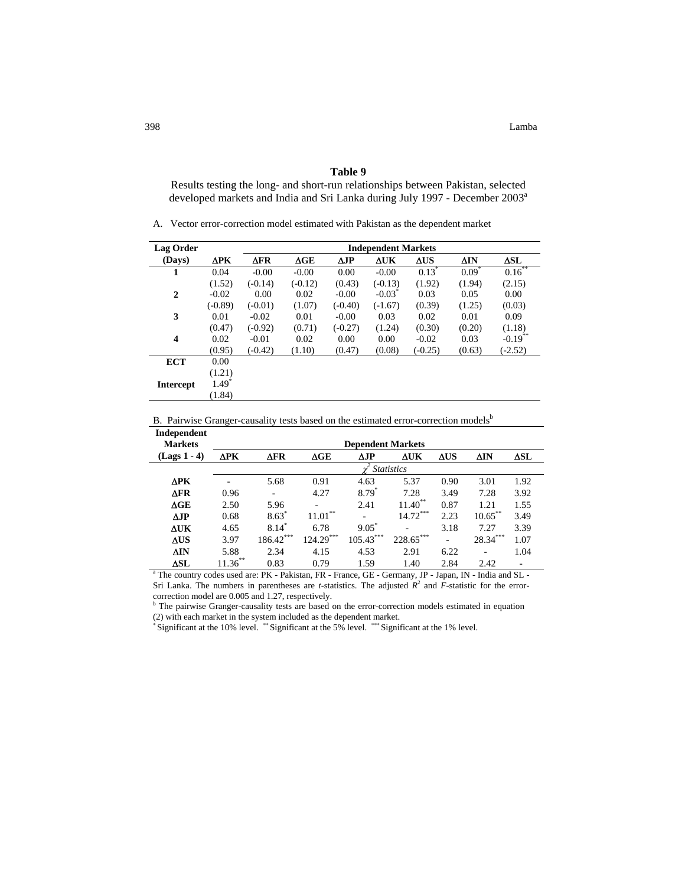**Table 9**

Results testing the long- and short-run relationships between Pakistan, selected developed markets and India and Sri Lanka during July 1997 - December 2003[a]

A. Vector error-correction model estimated with Pakistan as the dependent market

| Lag Order (Days) | Independent Markets | | | | | | | |
|---|---|---|---|---|---|---|---|---|
| | ΔPK | ΔFR | ΔGE | ΔJP | ΔUK | ΔUS | ΔIN | ΔSL |
| **1** | 0.04 | -0.00 | -0.00 | 0.00 | -0.00 | 0.13* | 0.09* | 0.16** |
| | (1.52) | (-0.14) | (-0.12) | (0.43) | (-0.13) | (1.92) | (1.94) | (2.15) |
| **2** | -0.02 | 0.00 | 0.02 | -0.00 | -0.03* | 0.03 | 0.05 | 0.00 |
| | (-0.89) | (-0.01) | (1.07) | (-0.40) | (-1.67) | (0.39) | (1.25) | (0.03) |
| **3** | 0.01 | -0.02 | 0.01 | -0.00 | 0.03 | 0.02 | 0.01 | 0.09 |
| | (0.47) | (-0.92) | (0.71) | (-0.27) | (1.24) | (0.30) | (0.20) | (1.18) |
| **4** | 0.02 | -0.01 | 0.02 | 0.00 | 0.00 | -0.02 | 0.03 | -0.19** |
| | (0.95) | (-0.42) | (1.10) | (0.47) | (0.08) | (-0.25) | (0.63) | (-2.52) |
| **ECT** | 0.00 | | | | | | | |
| | (1.21) | | | | | | | |
| **Intercept** | 1.49* | | | | | | | |
| | (1.84) | | | | | | | |

B. Pairwise Granger-causality tests based on the estimated error-correction models[b]

| Independent Markets (Lags 1 - 4) | Dependent Markets | | | | | | | |
|---|---|---|---|---|---|---|---|---|
| | ΔPK | ΔFR | ΔGE | ΔJP | ΔUK | ΔUS | ΔIN | ΔSL |
| | $\chi^2$ *Statistics* | | | | | | | |
| **ΔPK** | - | 5.68 | 0.91 | 4.63 | 5.37 | 0.90 | 3.01 | 1.92 |
| **ΔFR** | 0.96 | - | 4.27 | 8.79* | 7.28 | 3.49 | 7.28 | 3.92 |
| **ΔGE** | 2.50 | 5.96 | - | 2.41 | 11.40** | 0.87 | 1.21 | 1.55 |
| **ΔJP** | 0.68 | 8.63* | 11.01** | - | 14.72*** | 2.23 | 10.65** | 3.49 |
| **ΔUK** | 4.65 | 8.14* | 6.78 | 9.05* | - | 3.18 | 7.27 | 3.39 |
| **ΔUS** | 3.97 | 186.42*** | 124.29*** | 105.43*** | 228.65*** | - | 28.34*** | 1.07 |
| **ΔIN** | 5.88 | 2.34 | 4.15 | 4.53 | 2.91 | 6.22 | - | 1.04 |
| **ΔSL** | 11.36** | 0.83 | 0.79 | 1.59 | 1.40 | 2.84 | 2.42 | - |

[a] The country codes used are: PK - Pakistan, FR - France, GE - Germany, JP - Japan, IN - India and SL - Sri Lanka. The numbers in parentheses are *t*-statistics. The adjusted $R^2$ and *F*-statistic for the error-correction model are 0.005 and 1.27, respectively.

[b] The pairwise Granger-causality tests are based on the error-correction models estimated in equation (2) with each market in the system included as the dependent market.

\* Significant at the 10% level. ** Significant at the 5% level. *** Significant at the 1% level.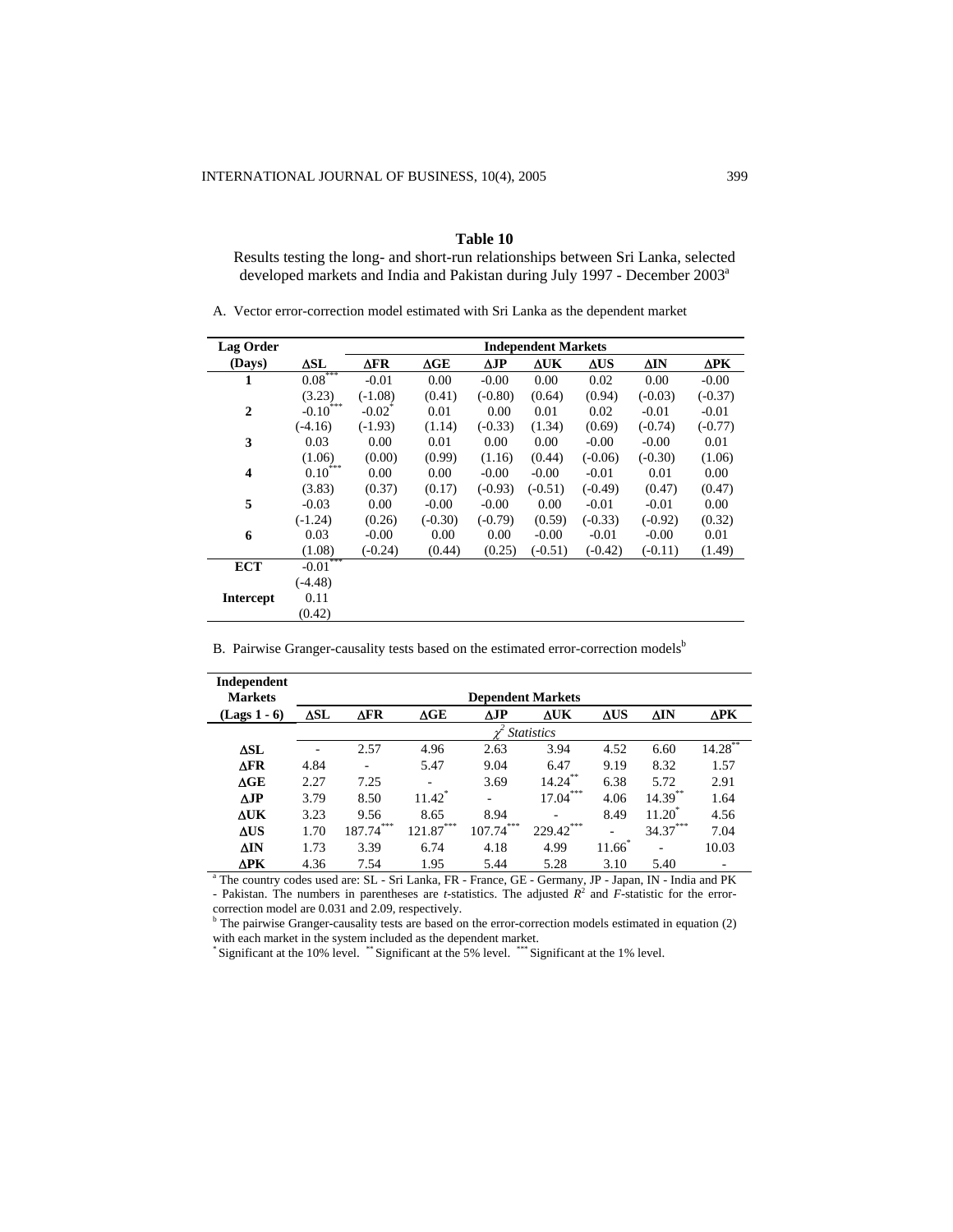**Table 10**

Results testing the long- and short-run relationships between Sri Lanka, selected developed markets and India and Pakistan during July 1997 - December 2003[a]

A. Vector error-correction model estimated with Sri Lanka as the dependent market

| Lag Order (Days) | ΔSL | ΔFR | ΔGE | ΔJP | ΔUK | ΔUS | ΔIN | ΔPK |
|---|---|---|---|---|---|---|---|---|
| | | Independent Markets | | | | | | |
| **1** | 0.08*** | -0.01 | 0.00 | -0.00 | 0.00 | 0.02 | 0.00 | -0.00 |
| | (3.23) | (-1.08) | (0.41) | (-0.80) | (0.64) | (0.94) | (-0.03) | (-0.37) |
| **2** | -0.10*** | -0.02* | 0.01 | 0.00 | 0.01 | 0.02 | -0.01 | -0.01 |
| | (-4.16) | (-1.93) | (1.14) | (-0.33) | (1.34) | (0.69) | (-0.74) | (-0.77) |
| **3** | 0.03 | 0.00 | 0.01 | 0.00 | 0.00 | -0.00 | -0.00 | 0.01 |
| | (1.06) | (0.00) | (0.99) | (1.16) | (0.44) | (-0.06) | (-0.30) | (1.06) |
| **4** | 0.10*** | 0.00 | 0.00 | -0.00 | -0.00 | -0.01 | 0.01 | 0.00 |
| | (3.83) | (0.37) | (0.17) | (-0.93) | (-0.51) | (-0.49) | (0.47) | (0.47) |
| **5** | -0.03 | 0.00 | -0.00 | -0.00 | 0.00 | -0.01 | -0.01 | 0.00 |
| | (-1.24) | (0.26) | (-0.30) | (-0.79) | (0.59) | (-0.33) | (-0.92) | (0.32) |
| **6** | 0.03 | -0.00 | 0.00 | 0.00 | -0.00 | -0.01 | -0.00 | 0.01 |
| | (1.08) | (-0.24) | (0.44) | (0.25) | (-0.51) | (-0.42) | (-0.11) | (1.49) |
| **ECT** | -0.01*** | | | | | | | |
| | (-4.48) | | | | | | | |
| **Intercept** | 0.11 | | | | | | | |
| | (0.42) | | | | | | | |

B. Pairwise Granger-causality tests based on the estimated error-correction models[b]

| Independent Markets (Lags 1 - 6) | ΔSL | ΔFR | ΔGE | ΔJP | ΔUK | ΔUS | ΔIN | ΔPK |
|---|---|---|---|---|---|---|---|---|
| | Dependent Markets | | | | | | | |
| | $\chi^2$ *Statistics* | | | | | | | |
| **ΔSL** | - | 2.57 | 4.96 | 2.63 | 3.94 | 4.52 | 6.60 | 14.28** |
| **ΔFR** | 4.84 | - | 5.47 | 9.04 | 6.47 | 9.19 | 8.32 | 1.57 |
| **ΔGE** | 2.27 | 7.25 | - | 3.69 | 14.24** | 6.38 | 5.72 | 2.91 |
| **ΔJP** | 3.79 | 8.50 | 11.42* | - | 17.04*** | 4.06 | 14.39** | 1.64 |
| **ΔUK** | 3.23 | 9.56 | 8.65 | 8.94 | - | 8.49 | 11.20* | 4.56 |
| **ΔUS** | 1.70 | 187.74*** | 121.87*** | 107.74*** | 229.42*** | - | 34.37*** | 7.04 |
| **ΔIN** | 1.73 | 3.39 | 6.74 | 4.18 | 4.99 | 11.66* | - | 10.03 |
| **ΔPK** | 4.36 | 7.54 | 1.95 | 5.44 | 5.28 | 3.10 | 5.40 | - |

[a] The country codes used are: SL - Sri Lanka, FR - France, GE - Germany, JP - Japan, IN - India and PK - Pakistan. The numbers in parentheses are *t*-statistics. The adjusted $R^2$ and *F*-statistic for the error-correction model are 0.031 and 2.09, respectively.

[b] The pairwise Granger-causality tests are based on the error-correction models estimated in equation (2) with each market in the system included as the dependent market.

* Significant at the 10% level. ** Significant at the 5% level. *** Significant at the 1% level.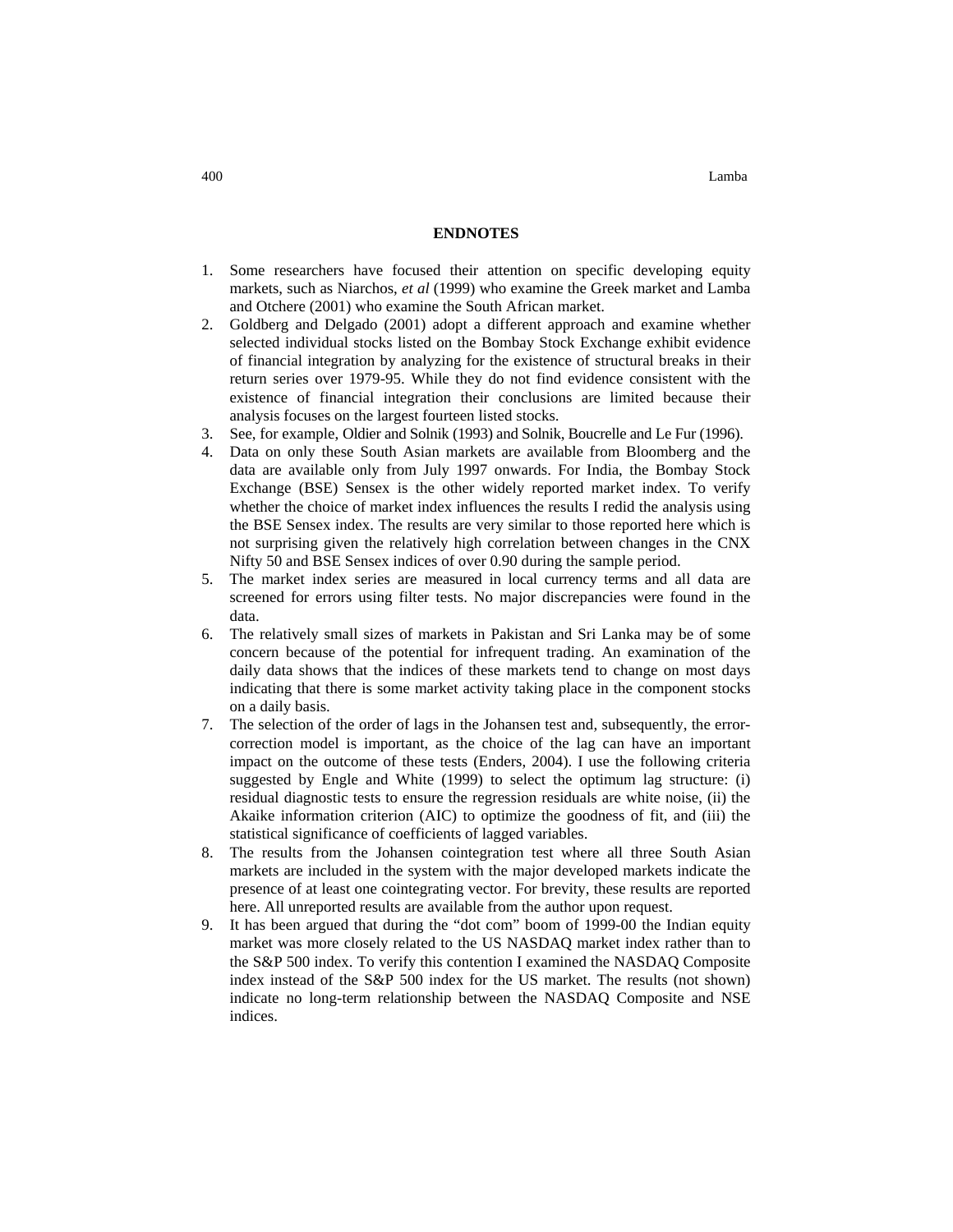## ENDNOTES

1. Some researchers have focused their attention on specific developing equity markets, such as Niarchos, *et al* (1999) who examine the Greek market and Lamba and Otchere (2001) who examine the South African market.
2. Goldberg and Delgado (2001) adopt a different approach and examine whether selected individual stocks listed on the Bombay Stock Exchange exhibit evidence of financial integration by analyzing for the existence of structural breaks in their return series over 1979-95. While they do not find evidence consistent with the existence of financial integration their conclusions are limited because their analysis focuses on the largest fourteen listed stocks.
3. See, for example, Oldier and Solnik (1993) and Solnik, Boucrelle and Le Fur (1996).
4. Data on only these South Asian markets are available from Bloomberg and the data are available only from July 1997 onwards. For India, the Bombay Stock Exchange (BSE) Sensex is the other widely reported market index. To verify whether the choice of market index influences the results I redid the analysis using the BSE Sensex index. The results are very similar to those reported here which is not surprising given the relatively high correlation between changes in the CNX Nifty 50 and BSE Sensex indices of over 0.90 during the sample period.
5. The market index series are measured in local currency terms and all data are screened for errors using filter tests. No major discrepancies were found in the data.
6. The relatively small sizes of markets in Pakistan and Sri Lanka may be of some concern because of the potential for infrequent trading. An examination of the daily data shows that the indices of these markets tend to change on most days indicating that there is some market activity taking place in the component stocks on a daily basis.
7. The selection of the order of lags in the Johansen test and, subsequently, the error-correction model is important, as the choice of the lag can have an important impact on the outcome of these tests (Enders, 2004). I use the following criteria suggested by Engle and White (1999) to select the optimum lag structure: (i) residual diagnostic tests to ensure the regression residuals are white noise, (ii) the Akaike information criterion (AIC) to optimize the goodness of fit, and (iii) the statistical significance of coefficients of lagged variables.
8. The results from the Johansen cointegration test where all three South Asian markets are included in the system with the major developed markets indicate the presence of at least one cointegrating vector. For brevity, these results are reported here. All unreported results are available from the author upon request.
9. It has been argued that during the "dot com" boom of 1999-00 the Indian equity market was more closely related to the US NASDAQ market index rather than to the S&P 500 index. To verify this contention I examined the NASDAQ Composite index instead of the S&P 500 index for the US market. The results (not shown) indicate no long-term relationship between the NASDAQ Composite and NSE indices.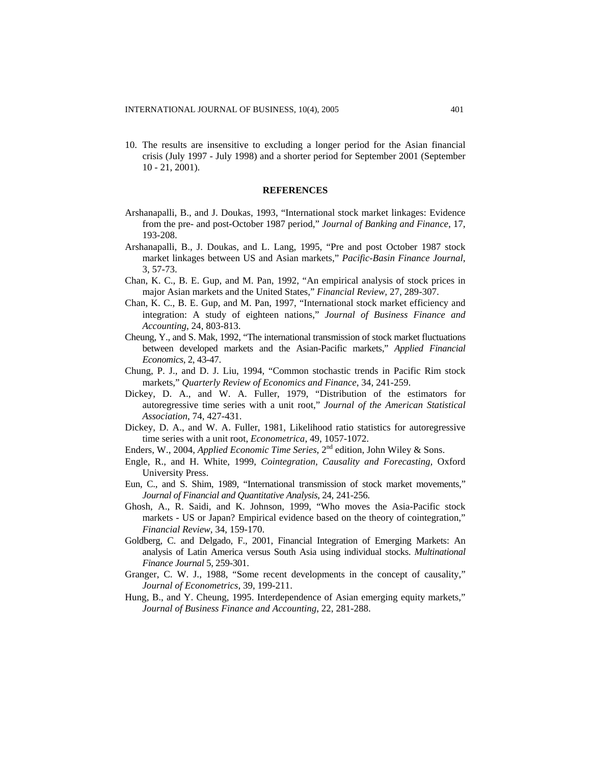10. The results are insensitive to excluding a longer period for the Asian financial crisis (July 1997 - July 1998) and a shorter period for September 2001 (September 10 - 21, 2001).

## REFERENCES

Arshanapalli, B., and J. Doukas, 1993, "International stock market linkages: Evidence from the pre- and post-October 1987 period," *Journal of Banking and Finance*, 17, 193-208.

Arshanapalli, B., J. Doukas, and L. Lang, 1995, "Pre and post October 1987 stock market linkages between US and Asian markets," *Pacific-Basin Finance Journal*, 3, 57-73.

Chan, K. C., B. E. Gup, and M. Pan, 1992, "An empirical analysis of stock prices in major Asian markets and the United States," *Financial Review*, 27, 289-307.

Chan, K. C., B. E. Gup, and M. Pan, 1997, "International stock market efficiency and integration: A study of eighteen nations," *Journal of Business Finance and Accounting*, 24, 803-813.

Cheung, Y., and S. Mak, 1992, "The international transmission of stock market fluctuations between developed markets and the Asian-Pacific markets," *Applied Financial Economics*, 2, 43-47.

Chung, P. J., and D. J. Liu, 1994, "Common stochastic trends in Pacific Rim stock markets," *Quarterly Review of Economics and Finance*, 34, 241-259.

Dickey, D. A., and W. A. Fuller, 1979, "Distribution of the estimators for autoregressive time series with a unit root," *Journal of the American Statistical Association*, 74, 427-431.

Dickey, D. A., and W. A. Fuller, 1981, Likelihood ratio statistics for autoregressive time series with a unit root, *Econometrica*, 49, 1057-1072.

Enders, W., 2004, *Applied Economic Time Series*, 2nd edition, John Wiley & Sons.

Engle, R., and H. White, 1999, *Cointegration, Causality and Forecasting*, Oxford University Press.

Eun, C., and S. Shim, 1989, "International transmission of stock market movements," *Journal of Financial and Quantitative Analysis*, 24, 241-256.

Ghosh, A., R. Saidi, and K. Johnson, 1999, "Who moves the Asia-Pacific stock markets - US or Japan? Empirical evidence based on the theory of cointegration," *Financial Review*, 34, 159-170.

Goldberg, C. and Delgado, F., 2001, Financial Integration of Emerging Markets: An analysis of Latin America versus South Asia using individual stocks. *Multinational Finance Journal* 5, 259-301.

Granger, C. W. J., 1988, "Some recent developments in the concept of causality," *Journal of Econometrics*, 39, 199-211.

Hung, B., and Y. Cheung, 1995. Interdependence of Asian emerging equity markets," *Journal of Business Finance and Accounting*, 22, 281-288.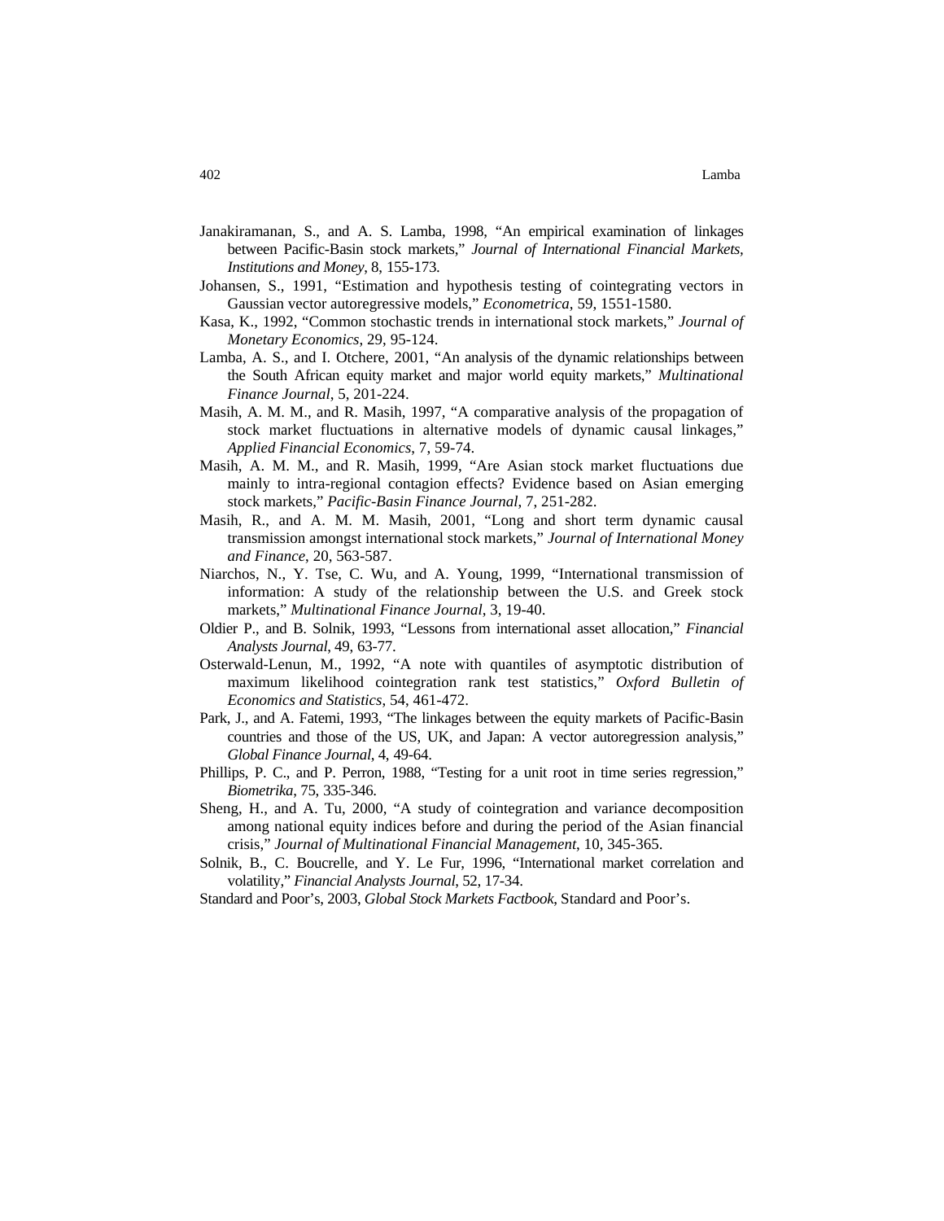Janakiramanan, S., and A. S. Lamba, 1998, "An empirical examination of linkages between Pacific-Basin stock markets," *Journal of International Financial Markets, Institutions and Money*, 8, 155-173.

Johansen, S., 1991, "Estimation and hypothesis testing of cointegrating vectors in Gaussian vector autoregressive models," *Econometrica*, 59, 1551-1580.

Kasa, K., 1992, "Common stochastic trends in international stock markets," *Journal of Monetary Economics*, 29, 95-124.

Lamba, A. S., and I. Otchere, 2001, "An analysis of the dynamic relationships between the South African equity market and major world equity markets," *Multinational Finance Journal*, 5, 201-224.

Masih, A. M. M., and R. Masih, 1997, "A comparative analysis of the propagation of stock market fluctuations in alternative models of dynamic causal linkages," *Applied Financial Economics*, 7, 59-74.

Masih, A. M. M., and R. Masih, 1999, "Are Asian stock market fluctuations due mainly to intra-regional contagion effects? Evidence based on Asian emerging stock markets," *Pacific-Basin Finance Journal*, 7, 251-282.

Masih, R., and A. M. M. Masih, 2001, "Long and short term dynamic causal transmission amongst international stock markets," *Journal of International Money and Finance*, 20, 563-587.

Niarchos, N., Y. Tse, C. Wu, and A. Young, 1999, "International transmission of information: A study of the relationship between the U.S. and Greek stock markets," *Multinational Finance Journal*, 3, 19-40.

Oldier P., and B. Solnik, 1993, "Lessons from international asset allocation," *Financial Analysts Journal*, 49, 63-77.

Osterwald-Lenun, M., 1992, "A note with quantiles of asymptotic distribution of maximum likelihood cointegration rank test statistics," *Oxford Bulletin of Economics and Statistics*, 54, 461-472.

Park, J., and A. Fatemi, 1993, "The linkages between the equity markets of Pacific-Basin countries and those of the US, UK, and Japan: A vector autoregression analysis," *Global Finance Journal*, 4, 49-64.

Phillips, P. C., and P. Perron, 1988, "Testing for a unit root in time series regression," *Biometrika*, 75, 335-346.

Sheng, H., and A. Tu, 2000, "A study of cointegration and variance decomposition among national equity indices before and during the period of the Asian financial crisis," *Journal of Multinational Financial Management*, 10, 345-365.

Solnik, B., C. Boucrelle, and Y. Le Fur, 1996, "International market correlation and volatility," *Financial Analysts Journal*, 52, 17-34.

Standard and Poor's, 2003, *Global Stock Markets Factbook*, Standard and Poor's.